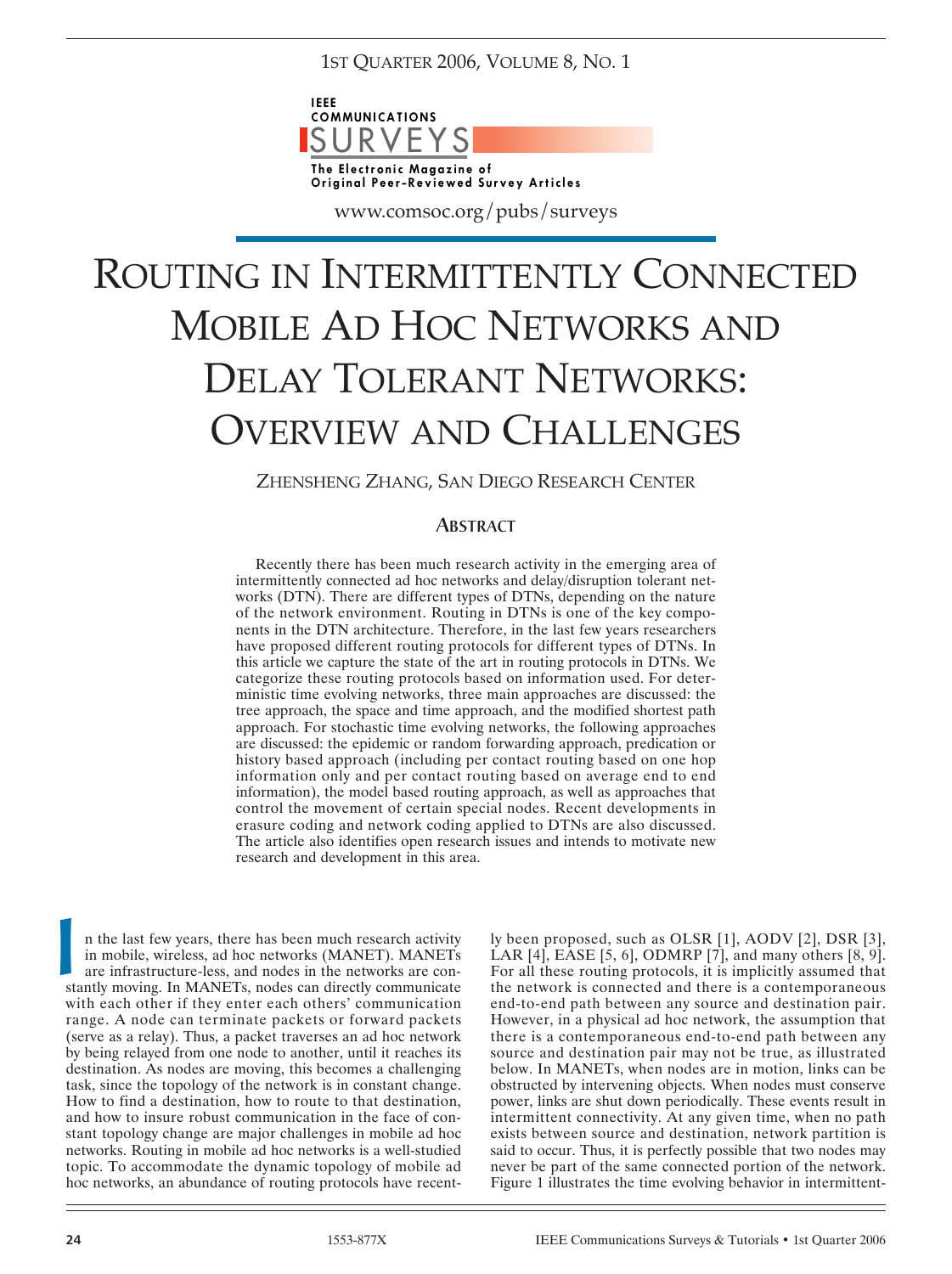# ROUTING IN INTERMITTENTLY CONNECTED MOBILE AD HOC NETWORKS AND DELAY TOLERANT NETWORKS: OVERVIEW AND CHALLENGES

ZHENSHENG ZHANG, SAN DIEGO RESEARCH CENTER

## ABSTRACT

Recently there has been much research activity in the emerging area of intermittently connected ad hoc networks and delay/disruption tolerant networks (DTN). There are different types of DTNs, depending on the nature of the network environment. Routing in DTNs is one of the key components in the DTN architecture. Therefore, in the last few years researchers have proposed different routing protocols for different types of DTNs. In this article we capture the state of the art in routing protocols in DTNs. We categorize these routing protocols based on information used. For deterministic time evolving networks, three main approaches are discussed: the tree approach, the space and time approach, and the modified shortest path approach. For stochastic time evolving networks, the following approaches are discussed: the epidemic or random forwarding approach, predication or history based approach (including per contact routing based on one hop information only and per contact routing based on average end to end information), the model based routing approach, as well as approaches that control the movement of certain special nodes. Recent developments in erasure coding and network coding applied to DTNs are also discussed. The article also identifies open research issues and intends to motivate new research and development in this area.

In the last few years, there has been much research activity in mobile, wireless, ad hoc networks (MANET). MANETs are infrastructure-less, and nodes in the networks are constantly moving. In MANETs, nodes can directly communicate with each other if they enter each others' communication range. A node can terminate packets or forward packets (serve as a relay). Thus, a packet traverses an ad hoc network by being relayed from one node to another, until it reaches its destination. As nodes are moving, this becomes a challenging task, since the topology of the network is in constant change. How to find a destination, how to route to that destination, and how to insure robust communication in the face of constant topology change are major challenges in mobile ad hoc networks. Routing in mobile ad hoc networks is a well-studied topic. To accommodate the dynamic topology of mobile ad hoc networks, an abundance of routing protocols have recently been proposed, such as OLSR [1], AODV [2], DSR [3], LAR [4], EASE [5, 6], ODMRP [7], and many others [8, 9]. For all these routing protocols, it is implicitly assumed that the network is connected and there is a contemporaneous end-to-end path between any source and destination pair. However, in a physical ad hoc network, the assumption that there is a contemporaneous end-to-end path between any source and destination pair may not be true, as illustrated below. In MANETs, when nodes are in motion, links can be obstructed by intervening objects. When nodes must conserve power, links are shut down periodically. These events result in intermittent connectivity. At any given time, when no path exists between source and destination, network partition is said to occur. Thus, it is perfectly possible that two nodes may never be part of the same connected portion of the network. Figure 1 illustrates the time evolving behavior in intermittent-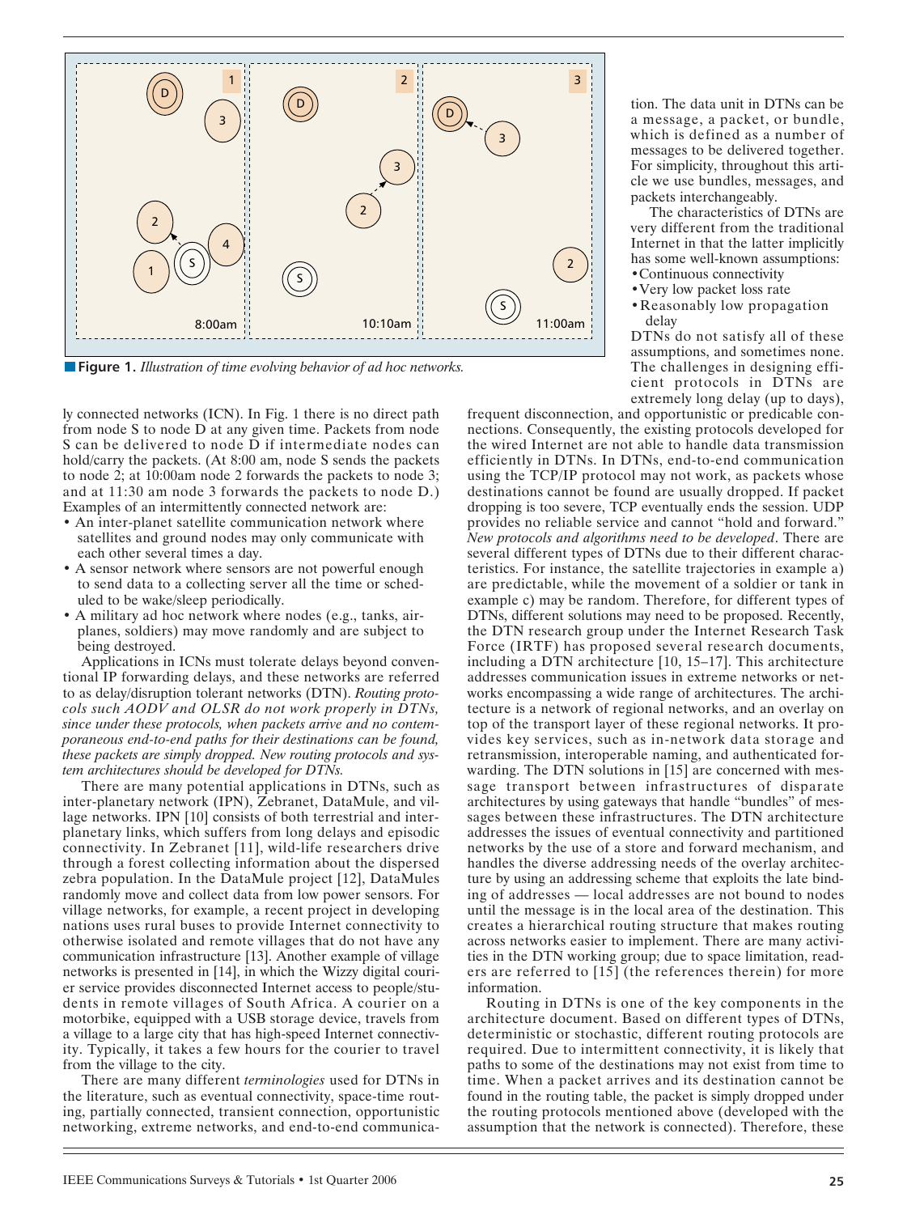**Figure 1.** *Illustration of time evolving behavior of ad hoc networks.*

ly connected networks (ICN). In Fig. 1 there is no direct path from node S to node D at any given time. Packets from node S can be delivered to node D if intermediate nodes can hold/carry the packets. (At 8:00 am, node S sends the packets to node 2; at 10:00am node 2 forwards the packets to node 3; and at 11:30 am node 3 forwards the packets to node D.) Examples of an intermittently connected network are:

- An inter-planet satellite communication network where satellites and ground nodes may only communicate with each other several times a day.
- A sensor network where sensors are not powerful enough to send data to a collecting server all the time or scheduled to be wake/sleep periodically.
- A military ad hoc network where nodes (e.g., tanks, airplanes, soldiers) may move randomly and are subject to being destroyed.

Applications in ICNs must tolerate delays beyond conventional IP forwarding delays, and these networks are referred to as delay/disruption tolerant networks (DTN). *Routing protocols such AODV and OLSR do not work properly in DTNs, since under these protocols, when packets arrive and no contemporaneous end-to-end paths for their destinations can be found, these packets are simply dropped. New routing protocols and system architectures should be developed for DTNs.*

There are many potential applications in DTNs, such as inter-planetary network (IPN), Zebranet, DataMule, and village networks. IPN [10] consists of both terrestrial and interplanetary links, which suffers from long delays and episodic connectivity. In Zebranet [11], wild-life researchers drive through a forest collecting information about the dispersed zebra population. In the DataMule project [12], DataMules randomly move and collect data from low power sensors. For village networks, for example, a recent project in developing nations uses rural buses to provide Internet connectivity to otherwise isolated and remote villages that do not have any communication infrastructure [13]. Another example of village networks is presented in [14], in which the Wizzy digital courier service provides disconnected Internet access to people/students in remote villages of South Africa. A courier on a motorbike, equipped with a USB storage device, travels from a village to a large city that has high-speed Internet connectivity. Typically, it takes a few hours for the courier to travel from the village to the city.

There are many different *terminologies* used for DTNs in the literature, such as eventual connectivity, space-time routing, partially connected, transient connection, opportunistic networking, extreme networks, and end-to-end communication. The data unit in DTNs can be a message, a packet, or bundle, which is defined as a number of messages to be delivered together. For simplicity, throughout this article we use bundles, messages, and packets interchangeably.

The characteristics of DTNs are very different from the traditional Internet in that the latter implicitly has some well-known assumptions:

- Continuous connectivity
- Very low packet loss rate
- Reasonably low propagation delay

DTNs do not satisfy all of these assumptions, and sometimes none. The challenges in designing efficient protocols in DTNs are extremely long delay (up to days), frequent disconnection, and opportunistic or predicable connections. Consequently, the existing protocols developed for the wired Internet are not able to handle data transmission efficiently in DTNs. In DTNs, end-to-end communication using the TCP/IP protocol may not work, as packets whose destinations cannot be found are usually dropped. If packet dropping is too severe, TCP eventually ends the session. UDP provides no reliable service and cannot "hold and forward." *New protocols and algorithms need to be developed*. There are several different types of DTNs due to their different characteristics. For instance, the satellite trajectories in example a) are predictable, while the movement of a soldier or tank in example c) may be random. Therefore, for different types of DTNs, different solutions may need to be proposed. Recently, the DTN research group under the Internet Research Task Force (IRTF) has proposed several research documents, including a DTN architecture [10, 15–17]. This architecture addresses communication issues in extreme networks or networks encompassing a wide range of architectures. The architecture is a network of regional networks, and an overlay on top of the transport layer of these regional networks. It provides key services, such as in-network data storage and retransmission, interoperable naming, and authenticated forwarding. The DTN solutions in [15] are concerned with message transport between infrastructures of disparate architectures by using gateways that handle "bundles" of messages between these infrastructures. The DTN architecture addresses the issues of eventual connectivity and partitioned networks by the use of a store and forward mechanism, and handles the diverse addressing needs of the overlay architecture by using an addressing scheme that exploits the late binding of addresses — local addresses are not bound to nodes until the message is in the local area of the destination. This creates a hierarchical routing structure that makes routing across networks easier to implement. There are many activities in the DTN working group; due to space limitation, readers are referred to [15] (the references therein) for more information.

Routing in DTNs is one of the key components in the architecture document. Based on different types of DTNs, deterministic or stochastic, different routing protocols are required. Due to intermittent connectivity, it is likely that paths to some of the destinations may not exist from time to time. When a packet arrives and its destination cannot be found in the routing table, the packet is simply dropped under the routing protocols mentioned above (developed with the assumption that the network is connected). Therefore, these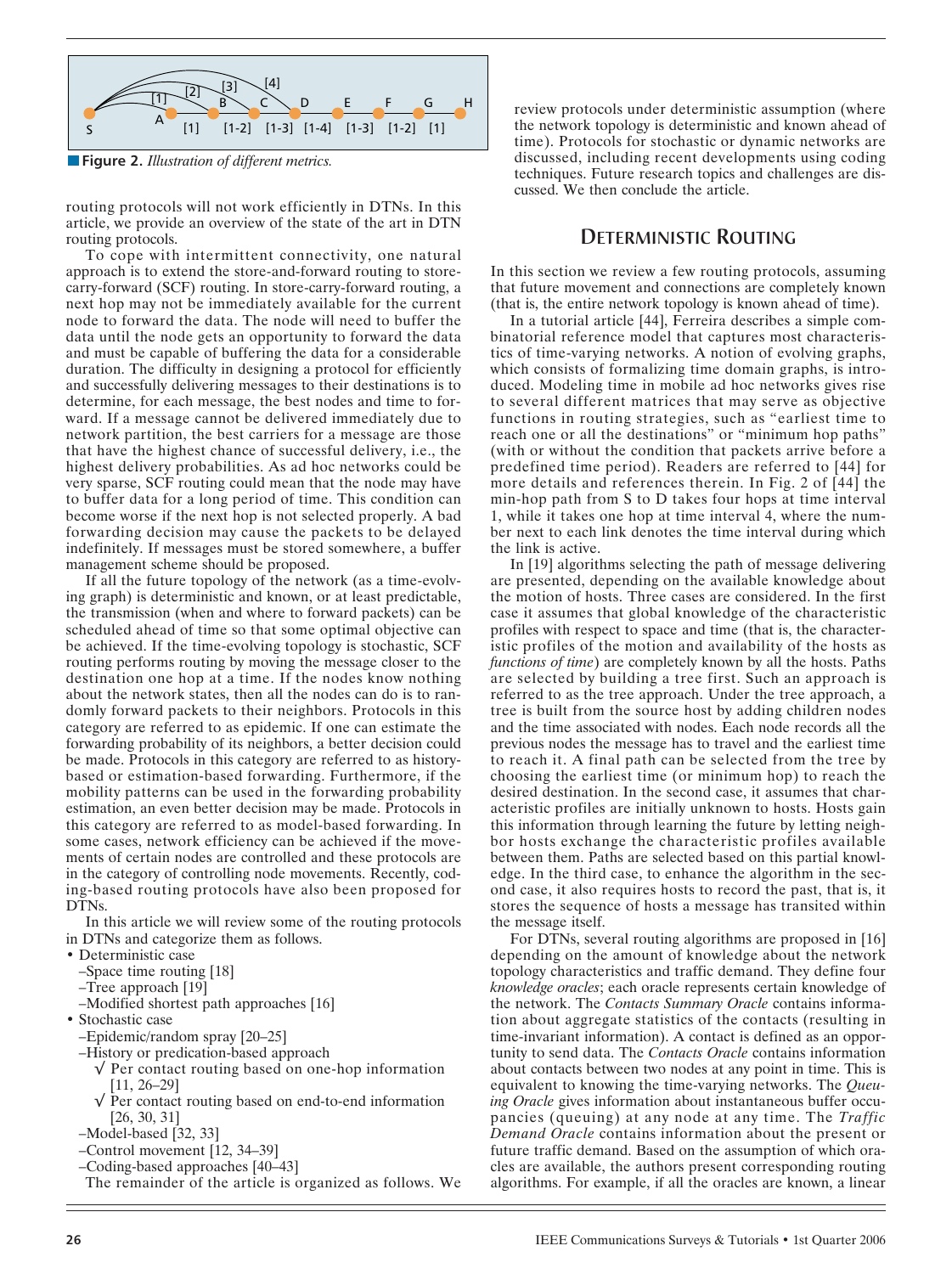S A B C D E F G H

[1] [2] [3] [4]

[1] [1-2] [1-3] [1-4] [1-3] [1-2] [1]

**Figure 2.** *Illustration of different metrics.*

routing protocols will not work efficiently in DTNs. In this article, we provide an overview of the state of the art in DTN routing protocols.

To cope with intermittent connectivity, one natural approach is to extend the store-and-forward routing to store-carry-forward (SCF) routing. In store-carry-forward routing, a next hop may not be immediately available for the current node to forward the data. The node will need to buffer the data until the node gets an opportunity to forward the data and must be capable of buffering the data for a considerable duration. The difficulty in designing a protocol for efficiently and successfully delivering messages to their destinations is to determine, for each message, the best nodes and time to forward. If a message cannot be delivered immediately due to network partition, the best carriers for a message are those that have the highest chance of successful delivery, i.e., the highest delivery probabilities. As ad hoc networks could be very sparse, SCF routing could mean that the node may have to buffer data for a long period of time. This condition can become worse if the next hop is not selected properly. A bad forwarding decision may cause the packets to be delayed indefinitely. If messages must be stored somewhere, a buffer management scheme should be proposed.

If all the future topology of the network (as a time-evolving graph) is deterministic and known, or at least predictable, the transmission (when and where to forward packets) can be scheduled ahead of time so that some optimal objective can be achieved. If the time-evolving topology is stochastic, SCF routing performs routing by moving the message closer to the destination one hop at a time. If the nodes know nothing about the network states, then all the nodes can do is to randomly forward packets to their neighbors. Protocols in this category are referred to as epidemic. If one can estimate the forwarding probability of its neighbors, a better decision could be made. Protocols in this category are referred to as history-based or estimation-based forwarding. Furthermore, if the mobility patterns can be used in the forwarding probability estimation, an even better decision may be made. Protocols in this category are referred to as model-based forwarding. In some cases, network efficiency can be achieved if the movements of certain nodes are controlled and these protocols are in the category of controlling node movements. Recently, coding-based routing protocols have also been proposed for DTNs.

In this article we will review some of the routing protocols in DTNs and categorize them as follows.

- Deterministic case
  - –Space time routing [18]
  - –Tree approach [19]
  - –Modified shortest path approaches [16]
- Stochastic case
  - –Epidemic/random spray [20–25]
  - –History or predication-based approach
    - √ Per contact routing based on one-hop information [11, 26–29]
    - √ Per contact routing based on end-to-end information [26, 30, 31]
  - –Model-based [32, 33]
  - –Control movement [12, 34–39]
  - –Coding-based approaches [40–43]

The remainder of the article is organized as follows. We review protocols under deterministic assumption (where the network topology is deterministic and known ahead of time). Protocols for stochastic or dynamic networks are discussed, including recent developments using coding techniques. Future research topics and challenges are discussed. We then conclude the article.

## Deterministic Routing

In this section we review a few routing protocols, assuming that future movement and connections are completely known (that is, the entire network topology is known ahead of time).

In a tutorial article [44], Ferreira describes a simple combinatorial reference model that captures most characteristics of time-varying networks. A notion of evolving graphs, which consists of formalizing time domain graphs, is introduced. Modeling time in mobile ad hoc networks gives rise to several different matrices that may serve as objective functions in routing strategies, such as "earliest time to reach one or all the destinations" or "minimum hop paths" (with or without the condition that packets arrive before a predefined time period). Readers are referred to [44] for more details and references therein. In Fig. 2 of [44] the min-hop path from S to D takes four hops at time interval 1, while it takes one hop at time interval 4, where the number next to each link denotes the time interval during which the link is active.

In [19] algorithms selecting the path of message delivering are presented, depending on the available knowledge about the motion of hosts. Three cases are considered. In the first case it assumes that global knowledge of the characteristic profiles with respect to space and time (that is, the characteristic profiles of the motion and availability of the hosts as *functions of time*) are completely known by all the hosts. Paths are selected by building a tree first. Such an approach is referred to as the tree approach. Under the tree approach, a tree is built from the source host by adding children nodes and the time associated with nodes. Each node records all the previous nodes the message has to travel and the earliest time to reach it. A final path can be selected from the tree by choosing the earliest time (or minimum hop) to reach the desired destination. In the second case, it assumes that characteristic profiles are initially unknown to hosts. Hosts gain this information through learning the future by letting neighbor hosts exchange the characteristic profiles available between them. Paths are selected based on this partial knowledge. In the third case, to enhance the algorithm in the second case, it also requires hosts to record the past, that is, it stores the sequence of hosts a message has transited within the message itself.

For DTNs, several routing algorithms are proposed in [16] depending on the amount of knowledge about the network topology characteristics and traffic demand. They define four *knowledge oracles*; each oracle represents certain knowledge of the network. The *Contacts Summary Oracle* contains information about aggregate statistics of the contacts (resulting in time-invariant information). A contact is defined as an opportunity to send data. The *Contacts Oracle* contains information about contacts between two nodes at any point in time. This is equivalent to knowing the time-varying networks. The *Queuing Oracle* gives information about instantaneous buffer occupancies (queuing) at any node at any time. The *Traffic Demand Oracle* contains information about the present or future traffic demand. Based on the assumption of which oracles are available, the authors present corresponding routing algorithms. For example, if all the oracles are known, a linear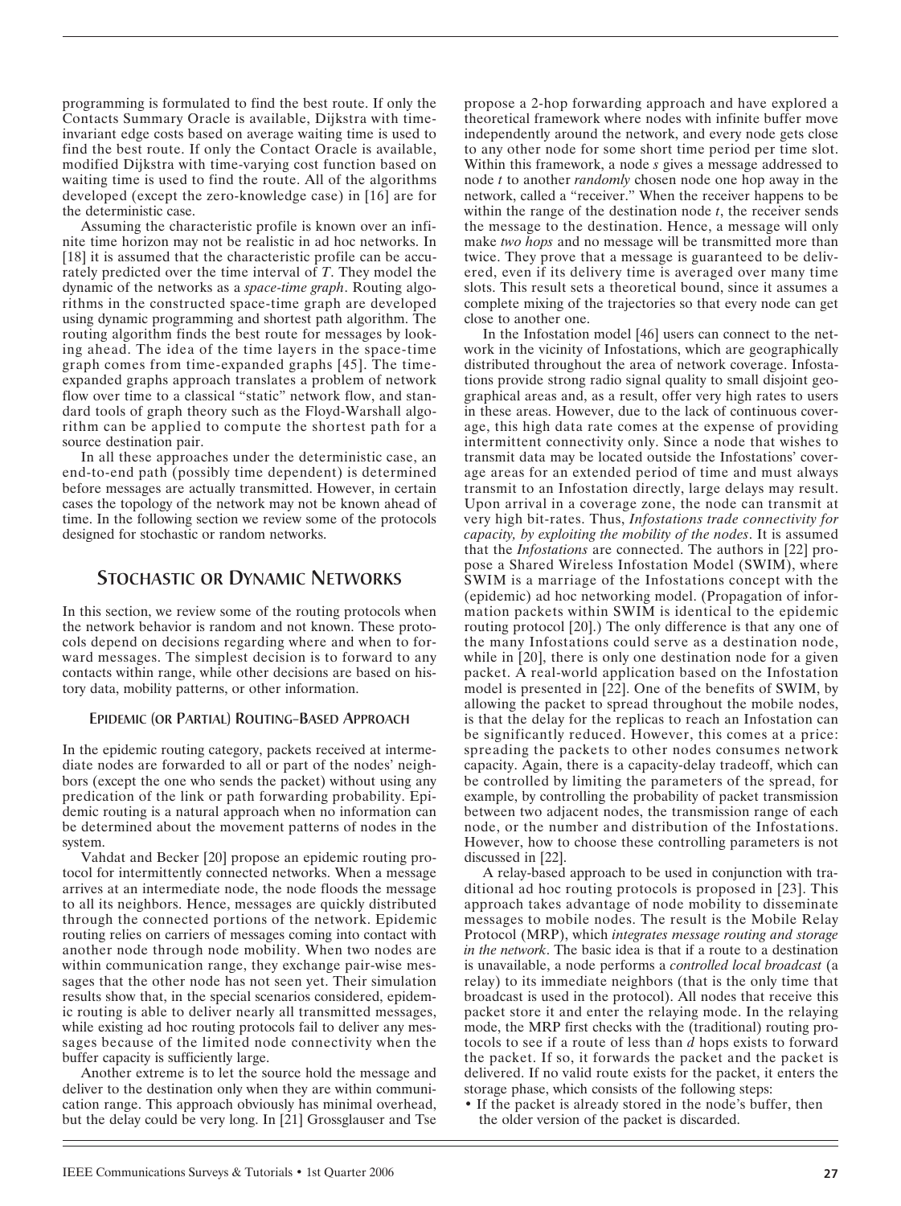programming is formulated to find the best route. If only the Contacts Summary Oracle is available, Dijkstra with time-invariant edge costs based on average waiting time is used to find the best route. If only the Contact Oracle is available, modified Dijkstra with time-varying cost function based on waiting time is used to find the route. All of the algorithms developed (except the zero-knowledge case) in [16] are for the deterministic case.

Assuming the characteristic profile is known over an infinite time horizon may not be realistic in ad hoc networks. In [18] it is assumed that the characteristic profile can be accurately predicted over the time interval of $T$. They model the dynamic of the networks as a *space-time graph*. Routing algorithms in the constructed space-time graph are developed using dynamic programming and shortest path algorithm. The routing algorithm finds the best route for messages by looking ahead. The idea of the time layers in the space-time graph comes from time-expanded graphs [45]. The time-expanded graphs approach translates a problem of network flow over time to a classical "static" network flow, and standard tools of graph theory such as the Floyd-Warshall algorithm can be applied to compute the shortest path for a source destination pair.

In all these approaches under the deterministic case, an end-to-end path (possibly time dependent) is determined before messages are actually transmitted. However, in certain cases the topology of the network may not be known ahead of time. In the following section we review some of the protocols designed for stochastic or random networks.

## Stochastic or Dynamic Networks

In this section, we review some of the routing protocols when the network behavior is random and not known. These protocols depend on decisions regarding where and when to forward messages. The simplest decision is to forward to any contacts within range, while other decisions are based on history data, mobility patterns, or other information.

### Epidemic (or Partial) Routing-Based Approach

In the epidemic routing category, packets received at intermediate nodes are forwarded to all or part of the nodes' neighbors (except the one who sends the packet) without using any predication of the link or path forwarding probability. Epidemic routing is a natural approach when no information can be determined about the movement patterns of nodes in the system.

Vahdat and Becker [20] propose an epidemic routing protocol for intermittently connected networks. When a message arrives at an intermediate node, the node floods the message to all its neighbors. Hence, messages are quickly distributed through the connected portions of the network. Epidemic routing relies on carriers of messages coming into contact with another node through node mobility. When two nodes are within communication range, they exchange pair-wise messages that the other node has not seen yet. Their simulation results show that, in the special scenarios considered, epidemic routing is able to deliver nearly all transmitted messages, while existing ad hoc routing protocols fail to deliver any messages because of the limited node connectivity when the buffer capacity is sufficiently large.

Another extreme is to let the source hold the message and deliver to the destination only when they are within communication range. This approach obviously has minimal overhead, but the delay could be very long. In [21] Grossglauser and Tse propose a 2-hop forwarding approach and have explored a theoretical framework where nodes with infinite buffer move independently around the network, and every node gets close to any other node for some short time period per time slot. Within this framework, a node $s$ gives a message addressed to node $t$ to another *randomly* chosen node one hop away in the network, called a "receiver." When the receiver happens to be within the range of the destination node $t$, the receiver sends the message to the destination. Hence, a message will only make *two hops* and no message will be transmitted more than twice. They prove that a message is guaranteed to be delivered, even if its delivery time is averaged over many time slots. This result sets a theoretical bound, since it assumes a complete mixing of the trajectories so that every node can get close to another one.

In the Infostation model [46] users can connect to the network in the vicinity of Infostations, which are geographically distributed throughout the area of network coverage. Infostations provide strong radio signal quality to small disjoint geographical areas and, as a result, offer very high rates to users in these areas. However, due to the lack of continuous coverage, this high data rate comes at the expense of providing intermittent connectivity only. Since a node that wishes to transmit data may be located outside the Infostations' coverage areas for an extended period of time and must always transmit to an Infostation directly, large delays may result. Upon arrival in a coverage zone, the node can transmit at very high bit-rates. Thus, *Infostations trade connectivity for capacity, by exploiting the mobility of the nodes*. It is assumed that the *Infostations* are connected. The authors in [22] propose a Shared Wireless Infostation Model (SWIM), where SWIM is a marriage of the Infostations concept with the (epidemic) ad hoc networking model. (Propagation of information packets within SWIM is identical to the epidemic routing protocol [20].) The only difference is that any one of the many Infostations could serve as a destination node, while in [20], there is only one destination node for a given packet. A real-world application based on the Infostation model is presented in [22]. One of the benefits of SWIM, by allowing the packet to spread throughout the mobile nodes, is that the delay for the replicas to reach an Infostation can be significantly reduced. However, this comes at a price: spreading the packets to other nodes consumes network capacity. Again, there is a capacity-delay tradeoff, which can be controlled by limiting the parameters of the spread, for example, by controlling the probability of packet transmission between two adjacent nodes, the transmission range of each node, or the number and distribution of the Infostations. However, how to choose these controlling parameters is not discussed in [22].

A relay-based approach to be used in conjunction with traditional ad hoc routing protocols is proposed in [23]. This approach takes advantage of node mobility to disseminate messages to mobile nodes. The result is the Mobile Relay Protocol (MRP), which *integrates message routing and storage in the network*. The basic idea is that if a route to a destination is unavailable, a node performs a *controlled local broadcast* (a relay) to its immediate neighbors (that is the only time that broadcast is used in the protocol). All nodes that receive this packet store it and enter the relaying mode. In the relaying mode, the MRP first checks with the (traditional) routing protocols to see if a route of less than $d$ hops exists to forward the packet. If so, it forwards the packet and the packet is delivered. If no valid route exists for the packet, it enters the storage phase, which consists of the following steps:

- If the packet is already stored in the node's buffer, then the older version of the packet is discarded.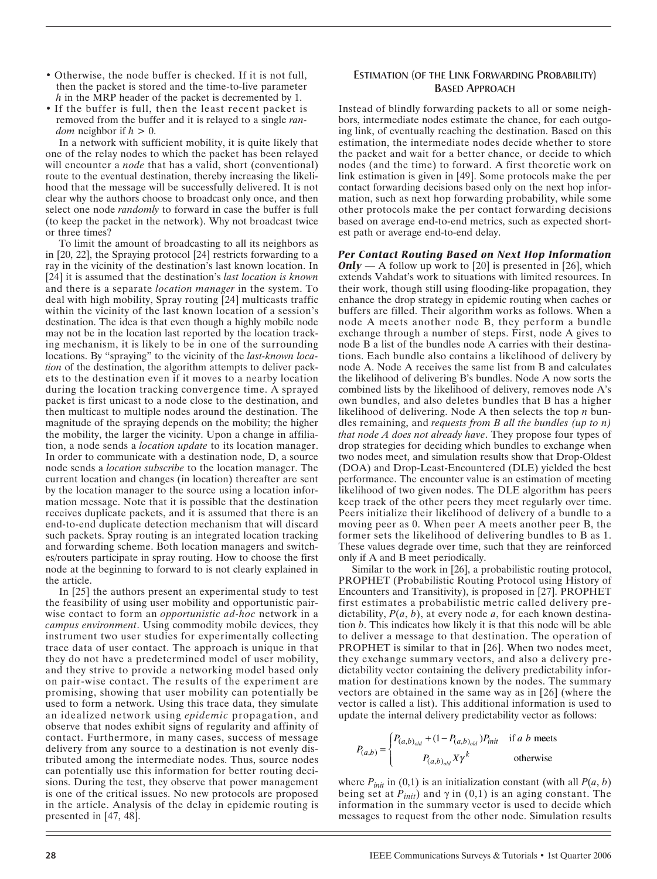- Otherwise, the node buffer is checked. If it is not full, then the packet is stored and the time-to-live parameter $h$ in the MRP header of the packet is decremented by 1.
- If the buffer is full, then the least recent packet is removed from the buffer and it is relayed to a single *random* neighbor if $h > 0$.

In a network with sufficient mobility, it is quite likely that one of the relay nodes to which the packet has been relayed will encounter a *node* that has a valid, short (conventional) route to the eventual destination, thereby increasing the likelihood that the message will be successfully delivered. It is not clear why the authors choose to broadcast only once, and then select one node *randomly* to forward in case the buffer is full (to keep the packet in the network). Why not broadcast twice or three times?

To limit the amount of broadcasting to all its neighbors as in [20, 22], the Spraying protocol [24] restricts forwarding to a ray in the vicinity of the destination's last known location. In [24] it is assumed that the destination's *last location is known* and there is a separate *location manager* in the system. To deal with high mobility, Spray routing [24] multicasts traffic within the vicinity of the last known location of a session's destination. The idea is that even though a highly mobile node may not be in the location last reported by the location tracking mechanism, it is likely to be in one of the surrounding locations. By "spraying" to the vicinity of the *last-known location* of the destination, the algorithm attempts to deliver packets to the destination even if it moves to a nearby location during the location tracking convergence time. A sprayed packet is first unicast to a node close to the destination, and then multicast to multiple nodes around the destination. The magnitude of the spraying depends on the mobility; the higher the mobility, the larger the vicinity. Upon a change in affiliation, a node sends a *location update* to its location manager. In order to communicate with a destination node, D, a source node sends a *location subscribe* to the location manager. The current location and changes (in location) thereafter are sent by the location manager to the source using a location information message. Note that it is possible that the destination receives duplicate packets, and it is assumed that there is an end-to-end duplicate detection mechanism that will discard such packets. Spray routing is an integrated location tracking and forwarding scheme. Both location managers and switches/routers participate in spray routing. How to choose the first node at the beginning to forward to is not clearly explained in the article.

In [25] the authors present an experimental study to test the feasibility of using user mobility and opportunistic pairwise contact to form an *opportunistic ad-hoc* network in a *campus environment*. Using commodity mobile devices, they instrument two user studies for experimentally collecting trace data of user contact. The approach is unique in that they do not have a predetermined model of user mobility, and they strive to provide a networking model based only on pair-wise contact. The results of the experiment are promising, showing that user mobility can potentially be used to form a network. Using this trace data, they simulate an idealized network using *epidemic* propagation, and observe that nodes exhibit signs of regularity and affinity of contact. Furthermore, in many cases, success of message delivery from any source to a destination is not evenly distributed among the intermediate nodes. Thus, source nodes can potentially use this information for better routing decisions. During the test, they observe that power management is one of the critical issues. No new protocols are proposed in the article. Analysis of the delay in epidemic routing is presented in [47, 48].

## Estimation (of the Link Forwarding Probability) Based Approach

Instead of blindly forwarding packets to all or some neighbors, intermediate nodes estimate the chance, for each outgoing link, of eventually reaching the destination. Based on this estimation, the intermediate nodes decide whether to store the packet and wait for a better chance, or decide to which nodes (and the time) to forward. A first theoretic work on link estimation is given in [49]. Some protocols make the per contact forwarding decisions based only on the next hop information, such as next hop forwarding probability, while some other protocols make the per contact forwarding decisions based on average end-to-end metrics, such as expected shortest path or average end-to-end delay.

***Per Contact Routing Based on Next Hop Information Only*** — A follow up work to [20] is presented in [26], which extends Vahdat's work to situations with limited resources. In their work, though still using flooding-like propagation, they enhance the drop strategy in epidemic routing when caches or buffers are filled. Their algorithm works as follows. When a node A meets another node B, they perform a bundle exchange through a number of steps. First, node A gives to node B a list of the bundles node A carries with their destinations. Each bundle also contains a likelihood of delivery by node A. Node A receives the same list from B and calculates the likelihood of delivering B's bundles. Node A now sorts the combined lists by the likelihood of delivery, removes node A's own bundles, and also deletes bundles that B has a higher likelihood of delivering. Node A then selects the top $n$ bundles remaining, and *requests from B all the bundles (up to n) that node A does not already have*. They propose four types of drop strategies for deciding which bundles to exchange when two nodes meet, and simulation results show that Drop-Oldest (DOA) and Drop-Least-Encountered (DLE) yielded the best performance. The encounter value is an estimation of meeting likelihood of two given nodes. The DLE algorithm has peers keep track of the other peers they meet regularly over time. Peers initialize their likelihood of delivery of a bundle to a moving peer as 0. When peer A meets another peer B, the former sets the likelihood of delivering bundles to B as 1. These values degrade over time, such that they are reinforced only if A and B meet periodically.

Similar to the work in [26], a probabilistic routing protocol, PROPHET (Probabilistic Routing Protocol using History of Encounters and Transitivity), is proposed in [27]. PROPHET first estimates a probabilistic metric called delivery predictability, $P(a, b)$, at every node $a$, for each known destination $b$. This indicates how likely it is that this node will be able to deliver a message to that destination. The operation of PROPHET is similar to that in [26]. When two nodes meet, they exchange summary vectors, and also a delivery predictability vector containing the delivery predictability information for destinations known by the nodes. The summary vectors are obtained in the same way as in [26] (where the vector is called a list). This additional information is used to update the internal delivery predictability vector as follows:

$$P_{(a,b)} = \begin{cases} P_{(a,b)_{old}} + (1 - P_{(a,b)_{old}})P_{init} & \text{if } a\ b \text{ meets} \\ P_{(a,b)_{old}} X \gamma^{k} & \text{otherwise} \end{cases}$$

where $P_{init}$ in (0,1) is an initialization constant (with all $P(a, b)$ being set at $P_{init}$) and $\gamma$ in (0,1) is an aging constant. The information in the summary vector is used to decide which messages to request from the other node. Simulation results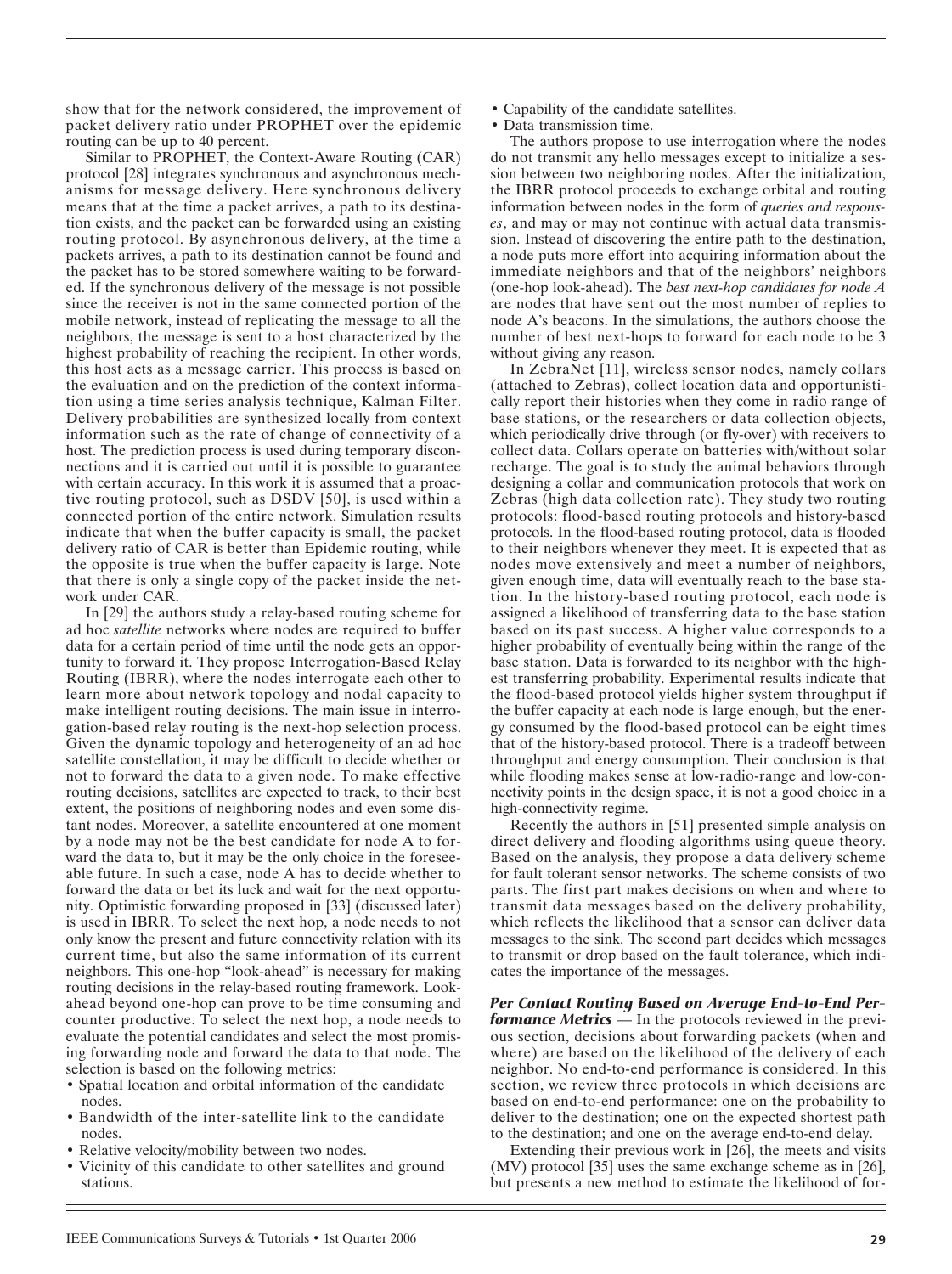show that for the network considered, the improvement of packet delivery ratio under PROPHET over the epidemic routing can be up to 40 percent.

Similar to PROPHET, the Context-Aware Routing (CAR) protocol [28] integrates synchronous and asynchronous mechanisms for message delivery. Here synchronous delivery means that at the time a packet arrives, a path to its destination exists, and the packet can be forwarded using an existing routing protocol. By asynchronous delivery, at the time a packets arrives, a path to its destination cannot be found and the packet has to be stored somewhere waiting to be forwarded. If the synchronous delivery of the message is not possible since the receiver is not in the same connected portion of the mobile network, instead of replicating the message to all the neighbors, the message is sent to a host characterized by the highest probability of reaching the recipient. In other words, this host acts as a message carrier. This process is based on the evaluation and on the prediction of the context information using a time series analysis technique, Kalman Filter. Delivery probabilities are synthesized locally from context information such as the rate of change of connectivity of a host. The prediction process is used during temporary disconnections and it is carried out until it is possible to guarantee with certain accuracy. In this work it is assumed that a proactive routing protocol, such as DSDV [50], is used within a connected portion of the entire network. Simulation results indicate that when the buffer capacity is small, the packet delivery ratio of CAR is better than Epidemic routing, while the opposite is true when the buffer capacity is large. Note that there is only a single copy of the packet inside the network under CAR.

In [29] the authors study a relay-based routing scheme for ad hoc *satellite* networks where nodes are required to buffer data for a certain period of time until the node gets an opportunity to forward it. They propose Interrogation-Based Relay Routing (IBRR), where the nodes interrogate each other to learn more about network topology and nodal capacity to make intelligent routing decisions. The main issue in interrogation-based relay routing is the next-hop selection process. Given the dynamic topology and heterogeneity of an ad hoc satellite constellation, it may be difficult to decide whether or not to forward the data to a given node. To make effective routing decisions, satellites are expected to track, to their best extent, the positions of neighboring nodes and even some distant nodes. Moreover, a satellite encountered at one moment by a node may not be the best candidate for node A to forward the data to, but it may be the only choice in the foreseeable future. In such a case, node A has to decide whether to forward the data or bet its luck and wait for the next opportunity. Optimistic forwarding proposed in [33] (discussed later) is used in IBRR. To select the next hop, a node needs to not only know the present and future connectivity relation with its current time, but also the same information of its current neighbors. This one-hop "look-ahead" is necessary for making routing decisions in the relay-based routing framework. Look-ahead beyond one-hop can prove to be time consuming and counter productive. To select the next hop, a node needs to evaluate the potential candidates and select the most promising forwarding node and forward the data to that node. The selection is based on the following metrics:

- Spatial location and orbital information of the candidate nodes.
- Bandwidth of the inter-satellite link to the candidate nodes.
- Relative velocity/mobility between two nodes.
- Vicinity of this candidate to other satellites and ground stations.
- Capability of the candidate satellites.
- Data transmission time.

The authors propose to use interrogation where the nodes do not transmit any hello messages except to initialize a session between two neighboring nodes. After the initialization, the IBRR protocol proceeds to exchange orbital and routing information between nodes in the form of *queries and responses*, and may or may not continue with actual data transmission. Instead of discovering the entire path to the destination, a node puts more effort into acquiring information about the immediate neighbors and that of the neighbors' neighbors (one-hop look-ahead). The *best next-hop candidates for node A* are nodes that have sent out the most number of replies to node A's beacons. In the simulations, the authors choose the number of best next-hops to forward for each node to be 3 without giving any reason.

In ZebraNet [11], wireless sensor nodes, namely collars (attached to Zebras), collect location data and opportunistically report their histories when they come in radio range of base stations, or the researchers or data collection objects, which periodically drive through (or fly-over) with receivers to collect data. Collars operate on batteries with/without solar recharge. The goal is to study the animal behaviors through designing a collar and communication protocols that work on Zebras (high data collection rate). They study two routing protocols: flood-based routing protocols and history-based protocols. In the flood-based routing protocol, data is flooded to their neighbors whenever they meet. It is expected that as nodes move extensively and meet a number of neighbors, given enough time, data will eventually reach to the base station. In the history-based routing protocol, each node is assigned a likelihood of transferring data to the base station based on its past success. A higher value corresponds to a higher probability of eventually being within the range of the base station. Data is forwarded to its neighbor with the highest transferring probability. Experimental results indicate that the flood-based protocol yields higher system throughput if the buffer capacity at each node is large enough, but the energy consumed by the flood-based protocol can be eight times that of the history-based protocol. There is a tradeoff between throughput and energy consumption. Their conclusion is that while flooding makes sense at low-radio-range and low-connectivity points in the design space, it is not a good choice in a high-connectivity regime.

Recently the authors in [51] presented simple analysis on direct delivery and flooding algorithms using queue theory. Based on the analysis, they propose a data delivery scheme for fault tolerant sensor networks. The scheme consists of two parts. The first part makes decisions on when and where to transmit data messages based on the delivery probability, which reflects the likelihood that a sensor can deliver data messages to the sink. The second part decides which messages to transmit or drop based on the fault tolerance, which indicates the importance of the messages.

***Per Contact Routing Based on Average End-to-End Performance Metrics*** — In the protocols reviewed in the previous section, decisions about forwarding packets (when and where) are based on the likelihood of the delivery of each neighbor. No end-to-end performance is considered. In this section, we review three protocols in which decisions are based on end-to-end performance: one on the probability to deliver to the destination; one on the expected shortest path to the destination; and one on the average end-to-end delay.

Extending their previous work in [26], the meets and visits (MV) protocol [35] uses the same exchange scheme as in [26], but presents a new method to estimate the likelihood of for-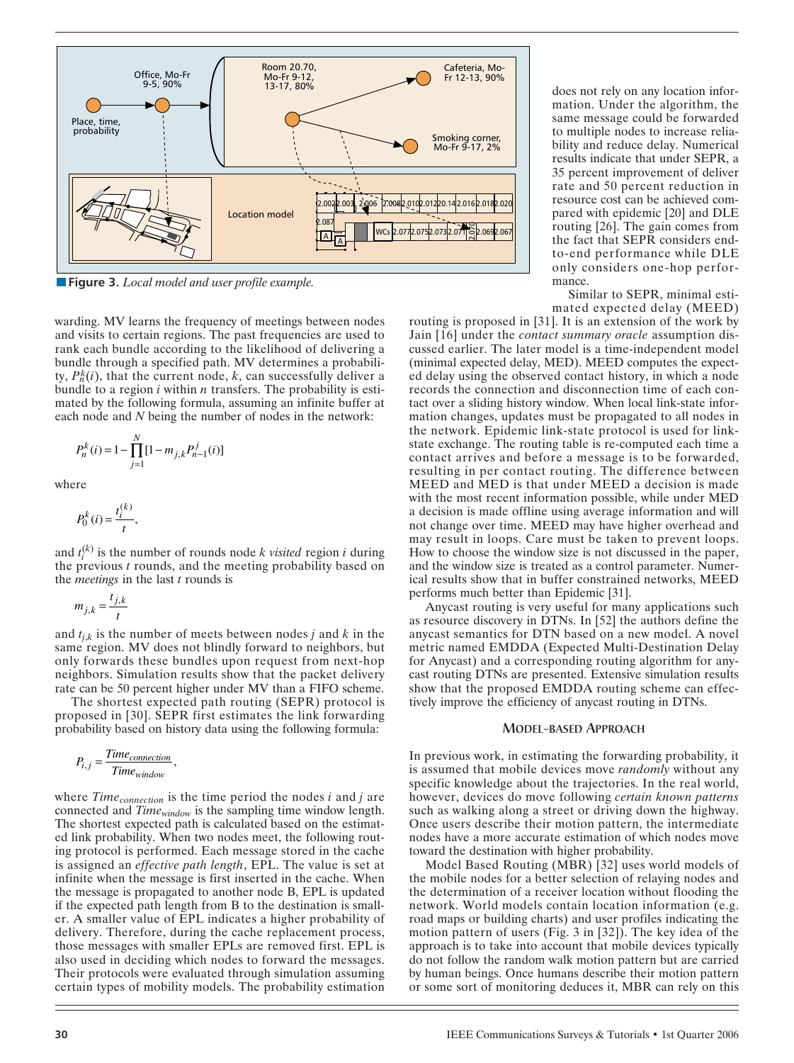**Figure 3.** *Local model and user profile example.*

warding. MV learns the frequency of meetings between nodes and visits to certain regions. The past frequencies are used to rank each bundle according to the likelihood of delivering a bundle through a specified path. MV determines a probability, $P_n^k(i)$, that the current node, $k$, can successfully deliver a bundle to a region $i$ within $n$ transfers. The probability is estimated by the following formula, assuming an infinite buffer at each node and $N$ being the number of nodes in the network:

$$P_n^k(i) = 1 - \prod_{j=1}^{N} [1 - m_{j,k} P_{n-1}^j(i)]$$

where

$$P_0^k(i) = \frac{t_i^{(k)}}{t},$$

and $t_i^{(k)}$ is the number of rounds node $k$ *visited* region $i$ during the previous $t$ rounds, and the meeting probability based on the *meetings* in the last $t$ rounds is

$$m_{j,k} = \frac{t_{j,k}}{t}$$

and $t_{j,k}$ is the number of meets between nodes $j$ and $k$ in the same region. MV does not blindly forward to neighbors, but only forwards these bundles upon request from next-hop neighbors. Simulation results show that the packet delivery rate can be 50 percent higher under MV than a FIFO scheme.

The shortest expected path routing (SEPR) protocol is proposed in [30]. SEPR first estimates the link forwarding probability based on history data using the following formula:

$$P_{i,j} = \frac{Time_{connection}}{Time_{window}},$$

where $Time_{connection}$ is the time period the nodes $i$ and $j$ are connected and $Time_{window}$ is the sampling time window length. The shortest expected path is calculated based on the estimated link probability. When two nodes meet, the following routing protocol is performed. Each message stored in the cache is assigned an *effective path length*, EPL. The value is set at infinite when the message is first inserted in the cache. When the message is propagated to another node B, EPL is updated if the expected path length from B to the destination is smaller. A smaller value of EPL indicates a higher probability of delivery. Therefore, during the cache replacement process, those messages with smaller EPLs are removed first. EPL is also used in deciding which nodes to forward the messages. Their protocols were evaluated through simulation assuming certain types of mobility models. The probability estimation does not rely on any location information. Under the algorithm, the same message could be forwarded to multiple nodes to increase reliability and reduce delay. Numerical results indicate that under SEPR, a 35 percent improvement of deliver rate and 50 percent reduction in resource cost can be achieved compared with epidemic [20] and DLE routing [26]. The gain comes from the fact that SEPR considers end-to-end performance while DLE only considers one-hop performance.

Similar to SEPR, minimal estimated expected delay (MEED) routing is proposed in [31]. It is an extension of the work by Jain [16] under the *contact summary oracle* assumption discussed earlier. The later model is a time-independent model (minimal expected delay, MED). MEED computes the expected delay using the observed contact history, in which a node records the connection and disconnection time of each contact over a sliding history window. When local link-state information changes, updates must be propagated to all nodes in the network. Epidemic link-state protocol is used for link-state exchange. The routing table is re-computed each time a contact arrives and before a message is to be forwarded, resulting in per contact routing. The difference between MEED and MED is that under MEED a decision is made with the most recent information possible, while under MED a decision is made offline using average information and will not change over time. MEED may have higher overhead and may result in loops. Care must be taken to prevent loops. How to choose the window size is not discussed in the paper, and the window size is treated as a control parameter. Numerical results show that in buffer constrained networks, MEED performs much better than Epidemic [31].

Anycast routing is very useful for many applications such as resource discovery in DTNs. In [52] the authors define the anycast semantics for DTN based on a new model. A novel metric named EMDDA (Expected Multi-Destination Delay for Anycast) and a corresponding routing algorithm for anycast routing DTNs are presented. Extensive simulation results show that the proposed EMDDA routing scheme can effectively improve the efficiency of anycast routing in DTNs.

### Model-Based Approach

In previous work, in estimating the forwarding probability, it is assumed that mobile devices move *randomly* without any specific knowledge about the trajectories. In the real world, however, devices do move following *certain known patterns* such as walking along a street or driving down the highway. Once users describe their motion pattern, the intermediate nodes have a more accurate estimation of which nodes move toward the destination with higher probability.

Model Based Routing (MBR) [32] uses world models of the mobile nodes for a better selection of relaying nodes and the determination of a receiver location without flooding the network. World models contain location information (e.g. road maps or building charts) and user profiles indicating the motion pattern of users (Fig. 3 in [32]). The key idea of the approach is to take into account that mobile devices typically do not follow the random walk motion pattern but are carried by human beings. Once humans describe their motion pattern or some sort of monitoring deduces it, MBR can rely on this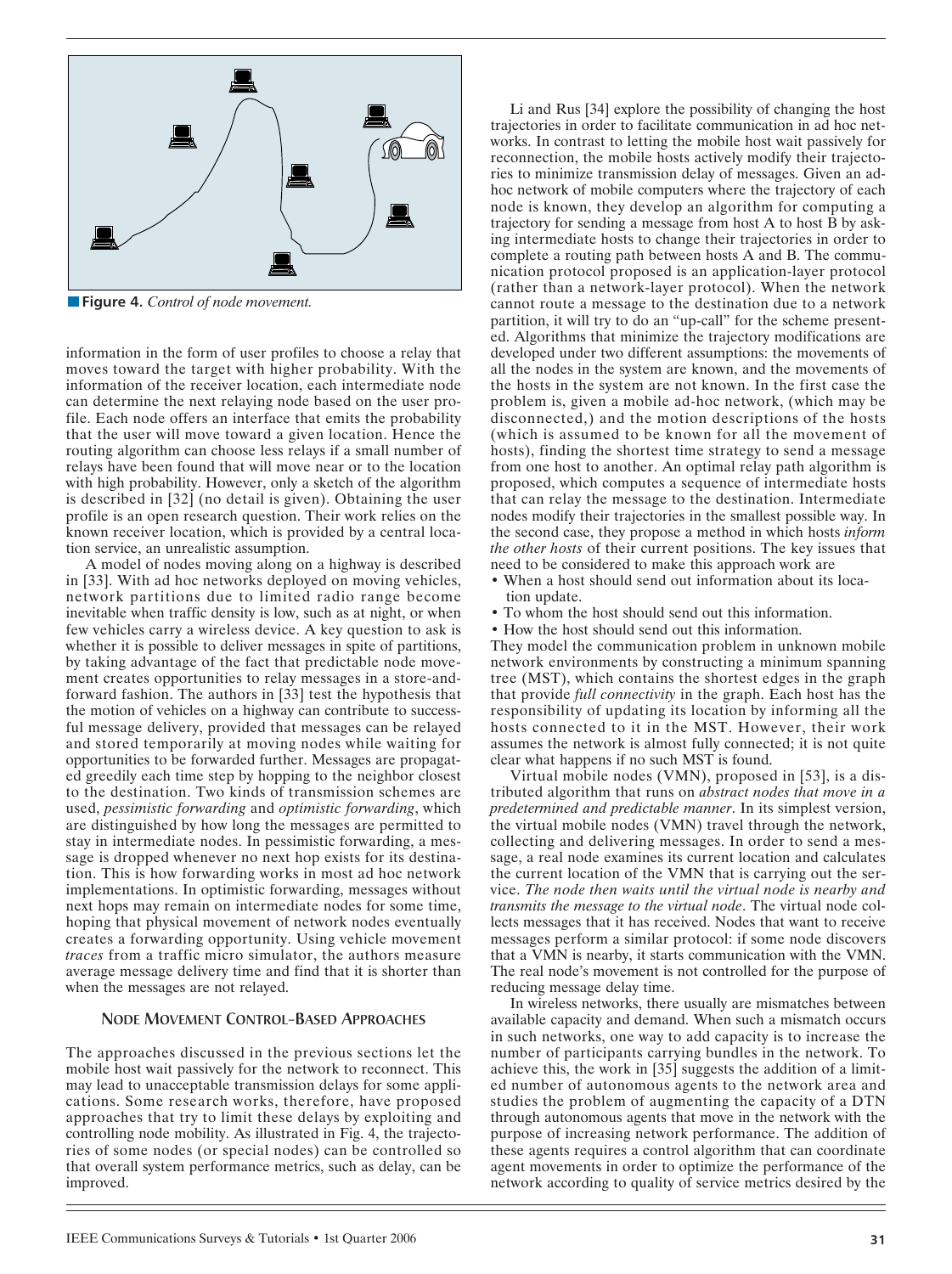**Figure 4.** *Control of node movement.*

information in the form of user profiles to choose a relay that moves toward the target with higher probability. With the information of the receiver location, each intermediate node can determine the next relaying node based on the user profile. Each node offers an interface that emits the probability that the user will move toward a given location. Hence the routing algorithm can choose less relays if a small number of relays have been found that will move near or to the location with high probability. However, only a sketch of the algorithm is described in [32] (no detail is given). Obtaining the user profile is an open research question. Their work relies on the known receiver location, which is provided by a central location service, an unrealistic assumption.

A model of nodes moving along on a highway is described in [33]. With ad hoc networks deployed on moving vehicles, network partitions due to limited radio range become inevitable when traffic density is low, such as at night, or when few vehicles carry a wireless device. A key question to ask is whether it is possible to deliver messages in spite of partitions, by taking advantage of the fact that predictable node movement creates opportunities to relay messages in a store-and-forward fashion. The authors in [33] test the hypothesis that the motion of vehicles on a highway can contribute to successful message delivery, provided that messages can be relayed and stored temporarily at moving nodes while waiting for opportunities to be forwarded further. Messages are propagated greedily each time step by hopping to the neighbor closest to the destination. Two kinds of transmission schemes are used, *pessimistic forwarding* and *optimistic forwarding*, which are distinguished by how long the messages are permitted to stay in intermediate nodes. In pessimistic forwarding, a message is dropped whenever no next hop exists for its destination. This is how forwarding works in most ad hoc network implementations. In optimistic forwarding, messages without next hops may remain on intermediate nodes for some time, hoping that physical movement of network nodes eventually creates a forwarding opportunity. Using vehicle movement *traces* from a traffic micro simulator, the authors measure average message delivery time and find that it is shorter than when the messages are not relayed.

### NODE MOVEMENT CONTROL-BASED APPROACHES

The approaches discussed in the previous sections let the mobile host wait passively for the network to reconnect. This may lead to unacceptable transmission delays for some applications. Some research works, therefore, have proposed approaches that try to limit these delays by exploiting and controlling node mobility. As illustrated in Fig. 4, the trajectories of some nodes (or special nodes) can be controlled so that overall system performance metrics, such as delay, can be improved.

Li and Rus [34] explore the possibility of changing the host trajectories in order to facilitate communication in ad hoc networks. In contrast to letting the mobile host wait passively for reconnection, the mobile hosts actively modify their trajectories to minimize transmission delay of messages. Given an ad-hoc network of mobile computers where the trajectory of each node is known, they develop an algorithm for computing a trajectory for sending a message from host A to host B by asking intermediate hosts to change their trajectories in order to complete a routing path between hosts A and B. The communication protocol proposed is an application-layer protocol (rather than a network-layer protocol). When the network cannot route a message to the destination due to a network partition, it will try to do an "up-call" for the scheme presented. Algorithms that minimize the trajectory modifications are developed under two different assumptions: the movements of all the nodes in the system are known, and the movements of the hosts in the system are not known. In the first case the problem is, given a mobile ad-hoc network, (which may be disconnected,) and the motion descriptions of the hosts (which is assumed to be known for all the movement of hosts), finding the shortest time strategy to send a message from one host to another. An optimal relay path algorithm is proposed, which computes a sequence of intermediate hosts that can relay the message to the destination. Intermediate nodes modify their trajectories in the smallest possible way. In the second case, they propose a method in which hosts *inform the other hosts* of their current positions. The key issues that need to be considered to make this approach work are

- When a host should send out information about its location update.
- To whom the host should send out this information.
- How the host should send out this information.

They model the communication problem in unknown mobile network environments by constructing a minimum spanning tree (MST), which contains the shortest edges in the graph that provide *full connectivity* in the graph. Each host has the responsibility of updating its location by informing all the hosts connected to it in the MST. However, their work assumes the network is almost fully connected; it is not quite clear what happens if no such MST is found.

Virtual mobile nodes (VMN), proposed in [53], is a distributed algorithm that runs on *abstract nodes that move in a predetermined and predictable manner*. In its simplest version, the virtual mobile nodes (VMN) travel through the network, collecting and delivering messages. In order to send a message, a real node examines its current location and calculates the current location of the VMN that is carrying out the service. *The node then waits until the virtual node is nearby and transmits the message to the virtual node*. The virtual node collects messages that it has received. Nodes that want to receive messages perform a similar protocol: if some node discovers that a VMN is nearby, it starts communication with the VMN. The real node's movement is not controlled for the purpose of reducing message delay time.

In wireless networks, there usually are mismatches between available capacity and demand. When such a mismatch occurs in such networks, one way to add capacity is to increase the number of participants carrying bundles in the network. To achieve this, the work in [35] suggests the addition of a limited number of autonomous agents to the network area and studies the problem of augmenting the capacity of a DTN through autonomous agents that move in the network with the purpose of increasing network performance. The addition of these agents requires a control algorithm that can coordinate agent movements in order to optimize the performance of the network according to quality of service metrics desired by the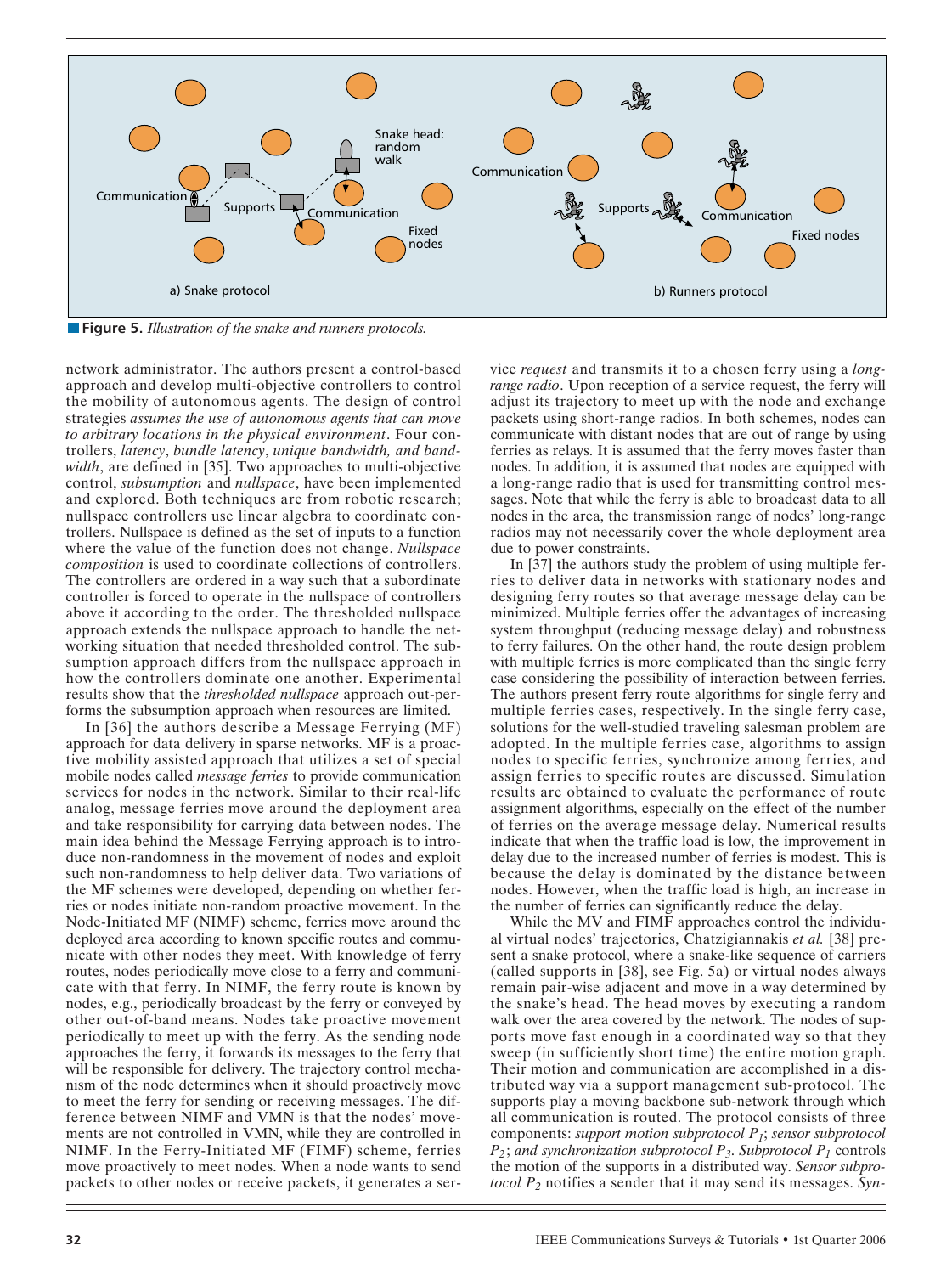a) Snake protocol

Snake head: random walk

Communication

Supports

Communication

Fixed nodes

b) Runners protocol

Communication

Supports

Communication

Fixed nodes

**Figure 5.** *Illustration of the snake and runners protocols.*

network administrator. The authors present a control-based approach and develop multi-objective controllers to control the mobility of autonomous agents. The design of control strategies *assumes the use of autonomous agents that can move to arbitrary locations in the physical environment*. Four controllers, *latency*, *bundle latency*, *unique bandwidth, and bandwidth*, are defined in [35]. Two approaches to multi-objective control, *subsumption* and *nullspace*, have been implemented and explored. Both techniques are from robotic research; nullspace controllers use linear algebra to coordinate controllers. Nullspace is defined as the set of inputs to a function where the value of the function does not change. *Nullspace composition* is used to coordinate collections of controllers. The controllers are ordered in a way such that a subordinate controller is forced to operate in the nullspace of controllers above it according to the order. The thresholded nullspace approach extends the nullspace approach to handle the networking situation that needed thresholded control. The subsumption approach differs from the nullspace approach in how the controllers dominate one another. Experimental results show that the *thresholded nullspace* approach out-performs the subsumption approach when resources are limited.

In [36] the authors describe a Message Ferrying (MF) approach for data delivery in sparse networks. MF is a proactive mobility assisted approach that utilizes a set of special mobile nodes called *message ferries* to provide communication services for nodes in the network. Similar to their real-life analog, message ferries move around the deployment area and take responsibility for carrying data between nodes. The main idea behind the Message Ferrying approach is to introduce non-randomness in the movement of nodes and exploit such non-randomness to help deliver data. Two variations of the MF schemes were developed, depending on whether ferries or nodes initiate non-random proactive movement. In the Node-Initiated MF (NIMF) scheme, ferries move around the deployed area according to known specific routes and communicate with other nodes they meet. With knowledge of ferry routes, nodes periodically move close to a ferry and communicate with that ferry. In NIMF, the ferry route is known by nodes, e.g., periodically broadcast by the ferry or conveyed by other out-of-band means. Nodes take proactive movement periodically to meet up with the ferry. As the sending node approaches the ferry, it forwards its messages to the ferry that will be responsible for delivery. The trajectory control mechanism of the node determines when it should proactively move to meet the ferry for sending or receiving messages. The difference between NIMF and VMN is that the nodes' movements are not controlled in VMN, while they are controlled in NIMF. In the Ferry-Initiated MF (FIMF) scheme, ferries move proactively to meet nodes. When a node wants to send packets to other nodes or receive packets, it generates a service *request* and transmits it to a chosen ferry using a *long-range radio*. Upon reception of a service request, the ferry will adjust its trajectory to meet up with the node and exchange packets using short-range radios. In both schemes, nodes can communicate with distant nodes that are out of range by using ferries as relays. It is assumed that the ferry moves faster than nodes. In addition, it is assumed that nodes are equipped with a long-range radio that is used for transmitting control messages. Note that while the ferry is able to broadcast data to all nodes in the area, the transmission range of nodes' long-range radios may not necessarily cover the whole deployment area due to power constraints.

In [37] the authors study the problem of using multiple ferries to deliver data in networks with stationary nodes and designing ferry routes so that average message delay can be minimized. Multiple ferries offer the advantages of increasing system throughput (reducing message delay) and robustness to ferry failures. On the other hand, the route design problem with multiple ferries is more complicated than the single ferry case considering the possibility of interaction between ferries. The authors present ferry route algorithms for single ferry and multiple ferries cases, respectively. In the single ferry case, solutions for the well-studied traveling salesman problem are adopted. In the multiple ferries case, algorithms to assign nodes to specific ferries, synchronize among ferries, and assign ferries to specific routes are discussed. Simulation results are obtained to evaluate the performance of route assignment algorithms, especially on the effect of the number of ferries on the average message delay. Numerical results indicate that when the traffic load is low, the improvement in delay due to the increased number of ferries is modest. This is because the delay is dominated by the distance between nodes. However, when the traffic load is high, an increase in the number of ferries can significantly reduce the delay.

While the MV and FIMF approaches control the individual virtual nodes' trajectories, Chatzigiannakis *et al.* [38] present a snake protocol, where a snake-like sequence of carriers (called supports in [38], see Fig. 5a) or virtual nodes always remain pair-wise adjacent and move in a way determined by the snake's head. The head moves by executing a random walk over the area covered by the network. The nodes of supports move fast enough in a coordinated way so that they sweep (in sufficiently short time) the entire motion graph. Their motion and communication are accomplished in a distributed way via a support management sub-protocol. The supports play a moving backbone sub-network through which all communication is routed. The protocol consists of three components: *support motion subprotocol $P_1$*; *sensor subprotocol $P_2$*; *and synchronization subprotocol $P_3$*. Subprotocol $P_1$ controls the motion of the supports in a distributed way. *Sensor subprotocol $P_2$* notifies a sender that it may send its messages. *Syn-*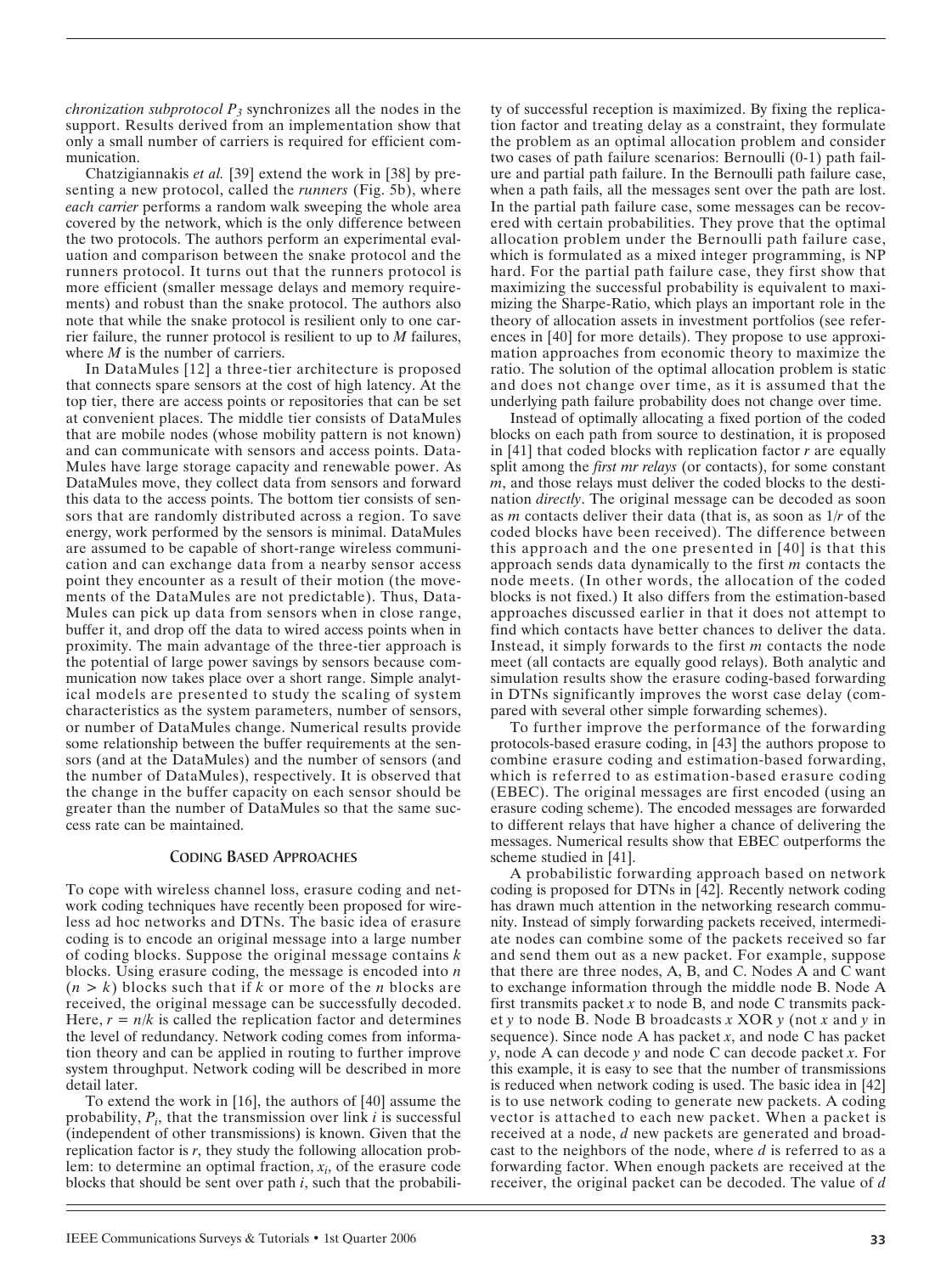*chronization subprotocol $P_3$* synchronizes all the nodes in the support. Results derived from an implementation show that only a small number of carriers is required for efficient communication.

Chatzigiannakis *et al.* [39] extend the work in [38] by presenting a new protocol, called the *runners* (Fig. 5b), where *each carrier* performs a random walk sweeping the whole area covered by the network, which is the only difference between the two protocols. The authors perform an experimental evaluation and comparison between the snake protocol and the runners protocol. It turns out that the runners protocol is more efficient (smaller message delays and memory requirements) and robust than the snake protocol. The authors also note that while the snake protocol is resilient only to one carrier failure, the runner protocol is resilient to up to $M$ failures, where $M$ is the number of carriers.

In DataMules [12] a three-tier architecture is proposed that connects spare sensors at the cost of high latency. At the top tier, there are access points or repositories that can be set at convenient places. The middle tier consists of DataMules that are mobile nodes (whose mobility pattern is not known) and can communicate with sensors and access points. DataMules have large storage capacity and renewable power. As DataMules move, they collect data from sensors and forward this data to the access points. The bottom tier consists of sensors that are randomly distributed across a region. To save energy, work performed by the sensors is minimal. DataMules are assumed to be capable of short-range wireless communication and can exchange data from a nearby sensor access point they encounter as a result of their motion (the movements of the DataMules are not predictable). Thus, DataMules can pick up data from sensors when in close range, buffer it, and drop off the data to wired access points when in proximity. The main advantage of the three-tier approach is the potential of large power savings by sensors because communication now takes place over a short range. Simple analytical models are presented to study the scaling of system characteristics as the system parameters, number of sensors, or number of DataMules change. Numerical results provide some relationship between the buffer requirements at the sensors (and at the DataMules) and the number of sensors (and the number of DataMules), respectively. It is observed that the change in the buffer capacity on each sensor should be greater than the number of DataMules so that the same success rate can be maintained.

## CODING BASED APPROACHES

To cope with wireless channel loss, erasure coding and network coding techniques have recently been proposed for wireless ad hoc networks and DTNs. The basic idea of erasure coding is to encode an original message into a large number of coding blocks. Suppose the original message contains $k$ blocks. Using erasure coding, the message is encoded into $n$ ($n > k$) blocks such that if $k$ or more of the $n$ blocks are received, the original message can be successfully decoded. Here, $r = n/k$ is called the replication factor and determines the level of redundancy. Network coding comes from information theory and can be applied in routing to further improve system throughput. Network coding will be described in more detail later.

To extend the work in [16], the authors of [40] assume the probability, $P_i$, that the transmission over link $i$ is successful (independent of other transmissions) is known. Given that the replication factor is $r$, they study the following allocation problem: to determine an optimal fraction, $x_i$, of the erasure code blocks that should be sent over path $i$, such that the probability of successful reception is maximized. By fixing the replication factor and treating delay as a constraint, they formulate the problem as an optimal allocation problem and consider two cases of path failure scenarios: Bernoulli (0-1) path failure and partial path failure. In the Bernoulli path failure case, when a path fails, all the messages sent over the path are lost. In the partial path failure case, some messages can be recovered with certain probabilities. They prove that the optimal allocation problem under the Bernoulli path failure case, which is formulated as a mixed integer programming, is NP hard. For the partial path failure case, they first show that maximizing the successful probability is equivalent to maximizing the Sharpe-Ratio, which plays an important role in the theory of allocation assets in investment portfolios (see references in [40] for more details). They propose to use approximation approaches from economic theory to maximize the ratio. The solution of the optimal allocation problem is static and does not change over time, as it is assumed that the underlying path failure probability does not change over time.

Instead of optimally allocating a fixed portion of the coded blocks on each path from source to destination, it is proposed in [41] that coded blocks with replication factor $r$ are equally split among the *first mr relays* (or contacts), for some constant $m$, and those relays must deliver the coded blocks to the destination *directly*. The original message can be decoded as soon as $m$ contacts deliver their data (that is, as soon as $1/r$ of the coded blocks have been received). The difference between this approach and the one presented in [40] is that this approach sends data dynamically to the first $m$ contacts the node meets. (In other words, the allocation of the coded blocks is not fixed.) It also differs from the estimation-based approaches discussed earlier in that it does not attempt to find which contacts have better chances to deliver the data. Instead, it simply forwards to the first $m$ contacts the node meet (all contacts are equally good relays). Both analytic and simulation results show the erasure coding-based forwarding in DTNs significantly improves the worst case delay (compared with several other simple forwarding schemes).

To further improve the performance of the forwarding protocols-based erasure coding, in [43] the authors propose to combine erasure coding and estimation-based forwarding, which is referred to as estimation-based erasure coding (EBEC). The original messages are first encoded (using an erasure coding scheme). The encoded messages are forwarded to different relays that have higher a chance of delivering the messages. Numerical results show that EBEC outperforms the scheme studied in [41].

A probabilistic forwarding approach based on network coding is proposed for DTNs in [42]. Recently network coding has drawn much attention in the networking research community. Instead of simply forwarding packets received, intermediate nodes can combine some of the packets received so far and send them out as a new packet. For example, suppose that there are three nodes, A, B, and C. Nodes A and C want to exchange information through the middle node B. Node A first transmits packet $x$ to node B, and node C transmits packet $y$ to node B. Node B broadcasts $x$ XOR $y$ (not $x$ and $y$ in sequence). Since node A has packet $x$, and node C has packet $y$, node A can decode $y$ and node C can decode packet $x$. For this example, it is easy to see that the number of transmissions is reduced when network coding is used. The basic idea in [42] is to use network coding to generate new packets. A coding vector is attached to each new packet. When a packet is received at a node, $d$ new packets are generated and broadcast to the neighbors of the node, where $d$ is referred to as a forwarding factor. When enough packets are received at the receiver, the original packet can be decoded. The value of $d$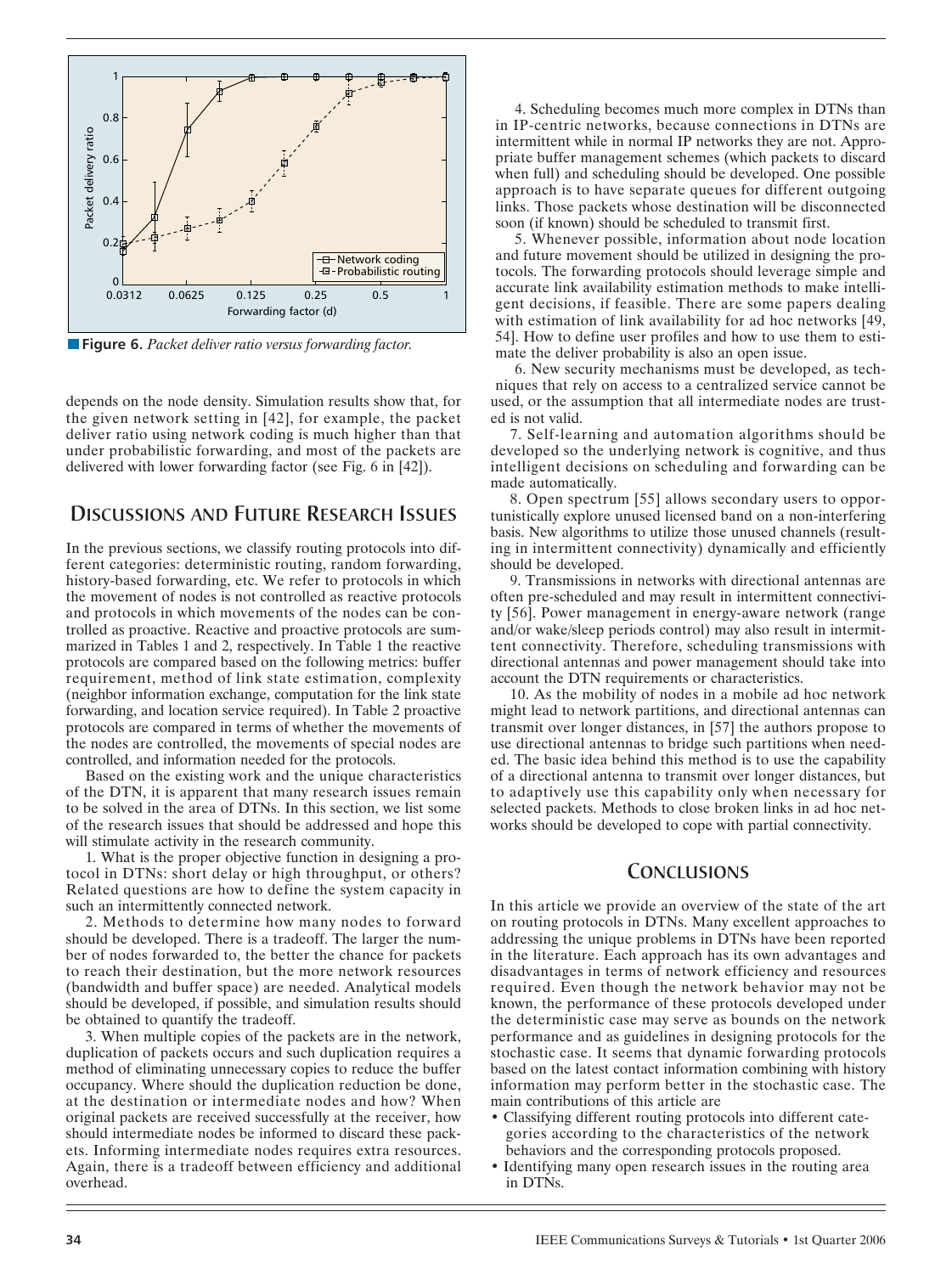1
0.8
0.6
0.4
0.2
0
Packet delivery ratio
0.0312
0.0625
0.125
0.25
0.5
1
Forwarding factor (d)
Network coding
Probabilistic routing

**Figure 6.** *Packet deliver ratio versus forwarding factor.*

depends on the node density. Simulation results show that, for the given network setting in [42], for example, the packet deliver ratio using network coding is much higher than that under probabilistic forwarding, and most of the packets are delivered with lower forwarding factor (see Fig. 6 in [42]).

## Discussions and Future Research Issues

In the previous sections, we classify routing protocols into different categories: deterministic routing, random forwarding, history-based forwarding, etc. We refer to protocols in which the movement of nodes is not controlled as reactive protocols and protocols in which movements of the nodes can be controlled as proactive. Reactive and proactive protocols are summarized in Tables 1 and 2, respectively. In Table 1 the reactive protocols are compared based on the following metrics: buffer requirement, method of link state estimation, complexity (neighbor information exchange, computation for the link state forwarding, and location service required). In Table 2 proactive protocols are compared in terms of whether the movements of the nodes are controlled, the movements of special nodes are controlled, and information needed for the protocols.

Based on the existing work and the unique characteristics of the DTN, it is apparent that many research issues remain to be solved in the area of DTNs. In this section, we list some of the research issues that should be addressed and hope this will stimulate activity in the research community.

1. What is the proper objective function in designing a protocol in DTNs: short delay or high throughput, or others? Related questions are how to define the system capacity in such an intermittently connected network.

2. Methods to determine how many nodes to forward should be developed. There is a tradeoff. The larger the number of nodes forwarded to, the better the chance for packets to reach their destination, but the more network resources (bandwidth and buffer space) are needed. Analytical models should be developed, if possible, and simulation results should be obtained to quantify the tradeoff.

3. When multiple copies of the packets are in the network, duplication of packets occurs and such duplication requires a method of eliminating unnecessary copies to reduce the buffer occupancy. Where should the duplication reduction be done, at the destination or intermediate nodes and how? When original packets are received successfully at the receiver, how should intermediate nodes be informed to discard these packets. Informing intermediate nodes requires extra resources. Again, there is a tradeoff between efficiency and additional overhead.

4. Scheduling becomes much more complex in DTNs than in IP-centric networks, because connections in DTNs are intermittent while in normal IP networks they are not. Appropriate buffer management schemes (which packets to discard when full) and scheduling should be developed. One possible approach is to have separate queues for different outgoing links. Those packets whose destination will be disconnected soon (if known) should be scheduled to transmit first.

5. Whenever possible, information about node location and future movement should be utilized in designing the protocols. The forwarding protocols should leverage simple and accurate link availability estimation methods to make intelligent decisions, if feasible. There are some papers dealing with estimation of link availability for ad hoc networks [49, 54]. How to define user profiles and how to use them to estimate the deliver probability is also an open issue.

6. New security mechanisms must be developed, as techniques that rely on access to a centralized service cannot be used, or the assumption that all intermediate nodes are trusted is not valid.

7. Self-learning and automation algorithms should be developed so the underlying network is cognitive, and thus intelligent decisions on scheduling and forwarding can be made automatically.

8. Open spectrum [55] allows secondary users to opportunistically explore unused licensed band on a non-interfering basis. New algorithms to utilize those unused channels (resulting in intermittent connectivity) dynamically and efficiently should be developed.

9. Transmissions in networks with directional antennas are often pre-scheduled and may result in intermittent connectivity [56]. Power management in energy-aware network (range and/or wake/sleep periods control) may also result in intermittent connectivity. Therefore, scheduling transmissions with directional antennas and power management should take into account the DTN requirements or characteristics.

10. As the mobility of nodes in a mobile ad hoc network might lead to network partitions, and directional antennas can transmit over longer distances, in [57] the authors propose to use directional antennas to bridge such partitions when needed. The basic idea behind this method is to use the capability of a directional antenna to transmit over longer distances, but to adaptively use this capability only when necessary for selected packets. Methods to close broken links in ad hoc networks should be developed to cope with partial connectivity.

## Conclusions

In this article we provide an overview of the state of the art on routing protocols in DTNs. Many excellent approaches to addressing the unique problems in DTNs have been reported in the literature. Each approach has its own advantages and disadvantages in terms of network efficiency and resources required. Even though the network behavior may not be known, the performance of these protocols developed under the deterministic case may serve as bounds on the network performance and as guidelines in designing protocols for the stochastic case. It seems that dynamic forwarding protocols based on the latest contact information combining with history information may perform better in the stochastic case. The main contributions of this article are

- Classifying different routing protocols into different categories according to the characteristics of the network behaviors and the corresponding protocols proposed.
- Identifying many open research issues in the routing area in DTNs.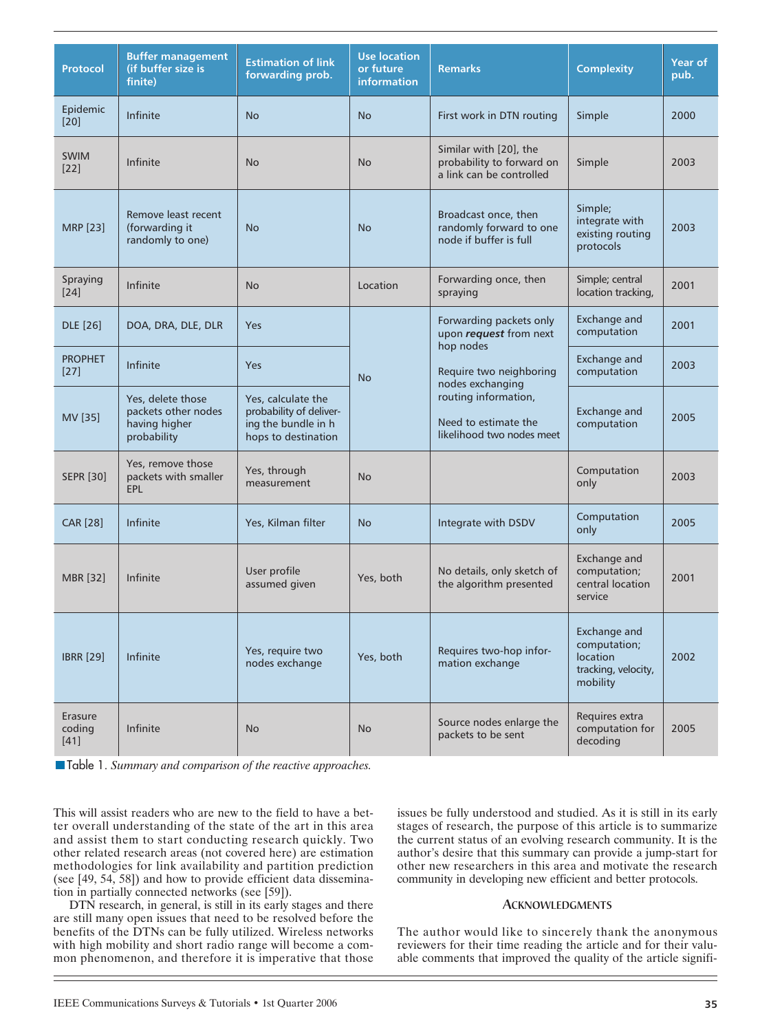| Protocol | Buffer management (if buffer size is finite) | Estimation of link forwarding prob. | Use location or future information | Remarks | Complexity | Year of pub. |
|---|---|---|---|---|---|---|
| Epidemic [20] | Infinite | No | No | First work in DTN routing | Simple | 2000 |
| SWIM [22] | Infinite | No | No | Similar with [20], the probability to forward on a link can be controlled | Simple | 2003 |
| MRP [23] | Remove least recent (forwarding it randomly to one) | No | No | Broadcast once, then randomly forward to one node if buffer is full | Simple; integrate with existing routing protocols | 2003 |
| Spraying [24] | Infinite | No | Location | Forwarding once, then spraying | Simple; central location tracking, | 2001 |
| DLE [26] | DOA, DRA, DLE, DLR | Yes | No | Forwarding packets only upon ***request*** from next hop nodes Require two neighboring nodes exchanging routing information, Need to estimate the likelihood two nodes meet | Exchange and computation | 2001 |
| PROPHET [27] | Infinite | Yes | | | Exchange and computation | 2003 |
| MV [35] | Yes, delete those packets other nodes having higher probability | Yes, calculate the probability of delivering the bundle in h hops to destination | | | Exchange and computation | 2005 |
| SEPR [30] | Yes, remove those packets with smaller EPL | Yes, through measurement | No | | Computation only | 2003 |
| CAR [28] | Infinite | Yes, Kilman filter | No | Integrate with DSDV | Computation only | 2005 |
| MBR [32] | Infinite | User profile assumed given | Yes, both | No details, only sketch of the algorithm presented | Exchange and computation; central location service | 2001 |
| IBRR [29] | Infinite | Yes, require two nodes exchange | Yes, both | Requires two-hop information exchange | Exchange and computation; location tracking, velocity, mobility | 2002 |
| Erasure coding [41] | Infinite | No | No | Source nodes enlarge the packets to be sent | Requires extra computation for decoding | 2005 |

Table 1. *Summary and comparison of the reactive approaches.*

This will assist readers who are new to the field to have a better overall understanding of the state of the art in this area and assist them to start conducting research quickly. Two other related research areas (not covered here) are estimation methodologies for link availability and partition prediction (see [49, 54, 58]) and how to provide efficient data dissemination in partially connected networks (see [59]).

DTN research, in general, is still in its early stages and there are still many open issues that need to be resolved before the benefits of the DTNs can be fully utilized. Wireless networks with high mobility and short radio range will become a common phenomenon, and therefore it is imperative that those issues be fully understood and studied. As it is still in its early stages of research, the purpose of this article is to summarize the current status of an evolving research community. It is the author's desire that this summary can provide a jump-start for other new researchers in this area and motivate the research community in developing new efficient and better protocols.

## Acknowledgments

The author would like to sincerely thank the anonymous reviewers for their time reading the article and for their valuable comments that improved the quality of the article signifi-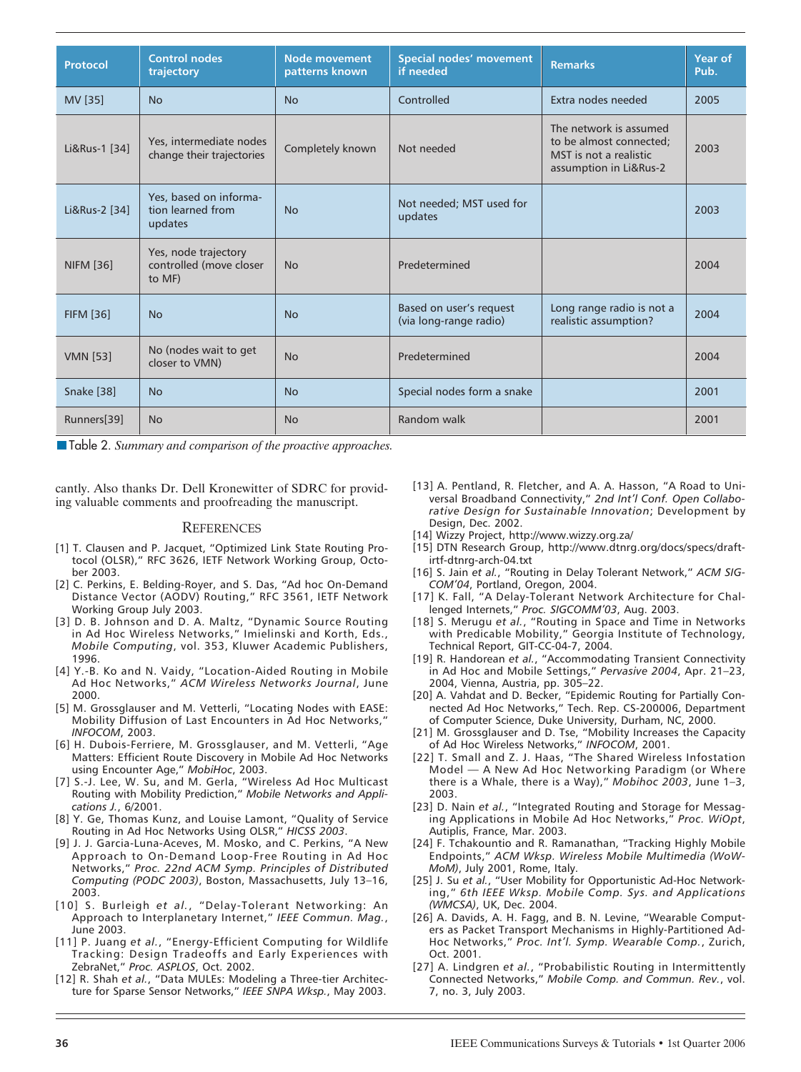| Protocol | Control nodes trajectory | Node movement patterns known | Special nodes' movement if needed | Remarks | Year of Pub. |
|---|---|---|---|---|---|
| MV [35] | No | No | Controlled | Extra nodes needed | 2005 |
| Li&Rus-1 [34] | Yes, intermediate nodes change their trajectories | Completely known | Not needed | The network is assumed to be almost connected; MST is not a realistic assumption in Li&Rus-2 | 2003 |
| Li&Rus-2 [34] | Yes, based on information learned from updates | No | Not needed; MST used for updates | | 2003 |
| NIFM [36] | Yes, node trajectory controlled (move closer to MF) | No | Predetermined | | 2004 |
| FIFM [36] | No | No | Based on user's request (via long-range radio) | Long range radio is not a realistic assumption? | 2004 |
| VMN [53] | No (nodes wait to get closer to VMN) | No | Predetermined | | 2004 |
| Snake [38] | No | No | Special nodes form a snake | | 2001 |
| Runners[39] | No | No | Random walk | | 2001 |

Table 2. *Summary and comparison of the proactive approaches.*

cantly. Also thanks Dr. Dell Kronewitter of SDRC for providing valuable comments and proofreading the manuscript.

## References

[1] T. Clausen and P. Jacquet, "Optimized Link State Routing Protocol (OLSR)," RFC 3626, IETF Network Working Group, October 2003.

[2] C. Perkins, E. Belding-Royer, and S. Das, "Ad hoc On-Demand Distance Vector (AODV) Routing," RFC 3561, IETF Network Working Group July 2003.

[3] D. B. Johnson and D. A. Maltz, "Dynamic Source Routing in Ad Hoc Wireless Networks," Imielinski and Korth, Eds., *Mobile Computing*, vol. 353, Kluwer Academic Publishers, 1996.

[4] Y.-B. Ko and N. Vaidy, "Location-Aided Routing in Mobile Ad Hoc Networks," *ACM Wireless Networks Journal*, June 2000.

[5] M. Grossglauser and M. Vetterli, "Locating Nodes with EASE: Mobility Diffusion of Last Encounters in Ad Hoc Networks," *INFOCOM*, 2003.

[6] H. Dubois-Ferriere, M. Grossglauser, and M. Vetterli, "Age Matters: Efficient Route Discovery in Mobile Ad Hoc Networks using Encounter Age," *MobiHoc*, 2003.

[7] S.-J. Lee, W. Su, and M. Gerla, "Wireless Ad Hoc Multicast Routing with Mobility Prediction," *Mobile Networks and Applications J.*, 6/2001.

[8] Y. Ge, Thomas Kunz, and Louise Lamont, "Quality of Service Routing in Ad Hoc Networks Using OLSR," *HICSS 2003*.

[9] J. J. Garcia-Luna-Aceves, M. Mosko, and C. Perkins, "A New Approach to On-Demand Loop-Free Routing in Ad Hoc Networks," *Proc. 22nd ACM Symp. Principles of Distributed Computing (PODC 2003)*, Boston, Massachusetts, July 13–16, 2003.

[10] S. Burleigh *et al.*, "Delay-Tolerant Networking: An Approach to Interplanetary Internet," *IEEE Commun. Mag.*, June 2003.

[11] P. Juang *et al.*, "Energy-Efficient Computing for Wildlife Tracking: Design Tradeoffs and Early Experiences with ZebraNet," *Proc. ASPLOS*, Oct. 2002.

[12] R. Shah *et al.*, "Data MULEs: Modeling a Three-tier Architecture for Sparse Sensor Networks," *IEEE SNPA Wksp.*, May 2003.

[13] A. Pentland, R. Fletcher, and A. A. Hasson, "A Road to Universal Broadband Connectivity," *2nd Int'l Conf. Open Collaborative Design for Sustainable Innovation*; Development by Design, Dec. 2002.

[14] Wizzy Project, http://www.wizzy.org.za/

[15] DTN Research Group, http://www.dtnrg.org/docs/specs/draft-irtf-dtnrg-arch-04.txt

[16] S. Jain *et al.*, "Routing in Delay Tolerant Network," *ACM SIGCOM'04*, Portland, Oregon, 2004.

[17] K. Fall, "A Delay-Tolerant Network Architecture for Challenged Internets," *Proc. SIGCOMM'03*, Aug. 2003.

[18] S. Merugu *et al.*, "Routing in Space and Time in Networks with Predicable Mobility," Georgia Institute of Technology, Technical Report, GIT-CC-04-7, 2004.

[19] R. Handorean *et al.*, "Accommodating Transient Connectivity in Ad Hoc and Mobile Settings," *Pervasive 2004*, Apr. 21–23, 2004, Vienna, Austria, pp. 305–22.

[20] A. Vahdat and D. Becker, "Epidemic Routing for Partially Connected Ad Hoc Networks," Tech. Rep. CS-200006, Department of Computer Science, Duke University, Durham, NC, 2000.

[21] M. Grossglauser and D. Tse, "Mobility Increases the Capacity of Ad Hoc Wireless Networks," *INFOCOM*, 2001.

[22] T. Small and Z. J. Haas, "The Shared Wireless Infostation Model — A New Ad Hoc Networking Paradigm (or Where there is a Whale, there is a Way)," *Mobihoc 2003*, June 1–3, 2003.

[23] D. Nain *et al.*, "Integrated Routing and Storage for Messaging Applications in Mobile Ad Hoc Networks," *Proc. WiOpt*, Autiplis, France, Mar. 2003.

[24] F. Tchakountio and R. Ramanathan, "Tracking Highly Mobile Endpoints," *ACM Wksp. Wireless Mobile Multimedia (WoWMoM)*, July 2001, Rome, Italy.

[25] J. Su *et al.*, "User Mobility for Opportunistic Ad-Hoc Networking," *6th IEEE Wksp. Mobile Comp. Sys. and Applications (WMCSA)*, UK, Dec. 2004.

[26] A. Davids, A. H. Fagg, and B. N. Levine, "Wearable Computers as Packet Transport Mechanisms in Highly-Partitioned Ad-Hoc Networks," *Proc. Int'l. Symp. Wearable Comp.*, Zurich, Oct. 2001.

[27] A. Lindgren *et al.*, "Probabilistic Routing in Intermittently Connected Networks," *Mobile Comp. and Commun. Rev.*, vol. 7, no. 3, July 2003.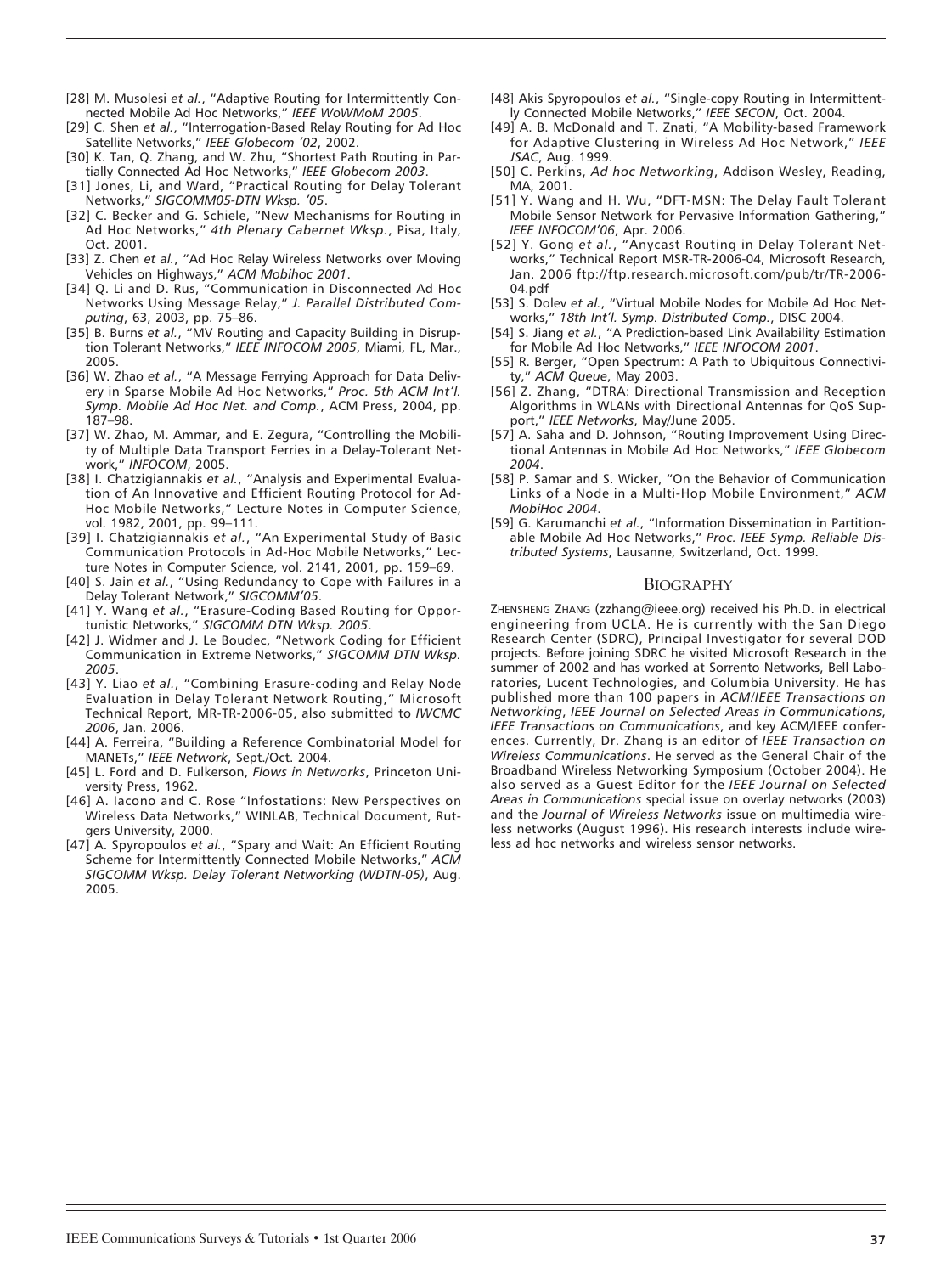[28] M. Musolesi *et al.*, "Adaptive Routing for Intermittently Connected Mobile Ad Hoc Networks," *IEEE WoWMoM 2005*.

[29] C. Shen *et al.*, "Interrogation-Based Relay Routing for Ad Hoc Satellite Networks," *IEEE Globecom '02*, 2002.

[30] K. Tan, Q. Zhang, and W. Zhu, "Shortest Path Routing in Partially Connected Ad Hoc Networks," *IEEE Globecom 2003*.

[31] Jones, Li, and Ward, "Practical Routing for Delay Tolerant Networks," *SIGCOMM05-DTN Wksp. '05*.

[32] C. Becker and G. Schiele, "New Mechanisms for Routing in Ad Hoc Networks," *4th Plenary Cabernet Wksp.*, Pisa, Italy, Oct. 2001.

[33] Z. Chen *et al.*, "Ad Hoc Relay Wireless Networks over Moving Vehicles on Highways," *ACM Mobihoc 2001*.

[34] Q. Li and D. Rus, "Communication in Disconnected Ad Hoc Networks Using Message Relay," *J. Parallel Distributed Computing*, 63, 2003, pp. 75–86.

[35] B. Burns *et al.*, "MV Routing and Capacity Building in Disruption Tolerant Networks," *IEEE INFOCOM 2005*, Miami, FL, Mar., 2005.

[36] W. Zhao *et al.*, "A Message Ferrying Approach for Data Delivery in Sparse Mobile Ad Hoc Networks," *Proc. 5th ACM Int'l. Symp. Mobile Ad Hoc Net. and Comp.*, ACM Press, 2004, pp. 187–98.

[37] W. Zhao, M. Ammar, and E. Zegura, "Controlling the Mobility of Multiple Data Transport Ferries in a Delay-Tolerant Network," *INFOCOM*, 2005.

[38] I. Chatzigiannakis *et al.*, "Analysis and Experimental Evaluation of An Innovative and Efficient Routing Protocol for Ad-Hoc Mobile Networks," Lecture Notes in Computer Science, vol. 1982, 2001, pp. 99–111.

[39] I. Chatzigiannakis *et al.*, "An Experimental Study of Basic Communication Protocols in Ad-Hoc Mobile Networks," Lecture Notes in Computer Science, vol. 2141, 2001, pp. 159–69.

[40] S. Jain *et al.*, "Using Redundancy to Cope with Failures in a Delay Tolerant Network," *SIGCOMM'05*.

[41] Y. Wang *et al.*, "Erasure-Coding Based Routing for Opportunistic Networks," *SIGCOMM DTN Wksp. 2005*.

[42] J. Widmer and J. Le Boudec, "Network Coding for Efficient Communication in Extreme Networks," *SIGCOMM DTN Wksp. 2005*.

[43] Y. Liao *et al.*, "Combining Erasure-coding and Relay Node Evaluation in Delay Tolerant Network Routing," Microsoft Technical Report, MR-TR-2006-05, also submitted to *IWCMC 2006*, Jan. 2006.

[44] A. Ferreira, "Building a Reference Combinatorial Model for MANETs," *IEEE Network*, Sept./Oct. 2004.

[45] L. Ford and D. Fulkerson, *Flows in Networks*, Princeton University Press, 1962.

[46] A. Iacono and C. Rose "Infostations: New Perspectives on Wireless Data Networks," WINLAB, Technical Document, Rutgers University, 2000.

[47] A. Spyropoulos *et al.*, "Spary and Wait: An Efficient Routing Scheme for Intermittently Connected Mobile Networks," *ACM SIGCOMM Wksp. Delay Tolerant Networking (WDTN-05)*, Aug. 2005.

[48] Akis Spyropoulos *et al.*, "Single-copy Routing in Intermittently Connected Mobile Networks," *IEEE SECON*, Oct. 2004.

[49] A. B. McDonald and T. Znati, "A Mobility-based Framework for Adaptive Clustering in Wireless Ad Hoc Network," *IEEE JSAC*, Aug. 1999.

[50] C. Perkins, *Ad hoc Networking*, Addison Wesley, Reading, MA, 2001.

[51] Y. Wang and H. Wu, "DFT-MSN: The Delay Fault Tolerant Mobile Sensor Network for Pervasive Information Gathering," *IEEE INFOCOM'06*, Apr. 2006.

[52] Y. Gong *et al.*, "Anycast Routing in Delay Tolerant Networks," Technical Report MSR-TR-2006-04, Microsoft Research, Jan. 2006 ftp://ftp.research.microsoft.com/pub/tr/TR-2006-04.pdf

[53] S. Dolev *et al.*, "Virtual Mobile Nodes for Mobile Ad Hoc Networks," *18th Int'l. Symp. Distributed Comp.*, DISC 2004.

[54] S. Jiang *et al.*, "A Prediction-based Link Availability Estimation for Mobile Ad Hoc Networks," *IEEE INFOCOM 2001*.

[55] R. Berger, "Open Spectrum: A Path to Ubiquitous Connectivity," *ACM Queue*, May 2003.

[56] Z. Zhang, "DTRA: Directional Transmission and Reception Algorithms in WLANs with Directional Antennas for QoS Support," *IEEE Networks*, May/June 2005.

[57] A. Saha and D. Johnson, "Routing Improvement Using Directional Antennas in Mobile Ad Hoc Networks," *IEEE Globecom 2004*.

[58] P. Samar and S. Wicker, "On the Behavior of Communication Links of a Node in a Multi-Hop Mobile Environment," *ACM MobiHoc 2004*.

[59] G. Karumanchi *et al.*, "Information Dissemination in Partitionable Mobile Ad Hoc Networks," *Proc. IEEE Symp. Reliable Distributed Systems*, Lausanne, Switzerland, Oct. 1999.

## Biography

ZHENSHENG ZHANG (zzhang@ieee.org) received his Ph.D. in electrical engineering from UCLA. He is currently with the San Diego Research Center (SDRC), Principal Investigator for several DOD projects. Before joining SDRC he visited Microsoft Research in the summer of 2002 and has worked at Sorrento Networks, Bell Laboratories, Lucent Technologies, and Columbia University. He has published more than 100 papers in *ACM/IEEE Transactions on Networking*, *IEEE Journal on Selected Areas in Communications*, *IEEE Transactions on Communications*, and key ACM/IEEE conferences. Currently, Dr. Zhang is an editor of *IEEE Transaction on Wireless Communications*. He served as the General Chair of the Broadband Wireless Networking Symposium (October 2004). He also served as a Guest Editor for the *IEEE Journal on Selected Areas in Communications* special issue on overlay networks (2003) and the *Journal of Wireless Networks* issue on multimedia wireless networks (August 1996). His research interests include wireless ad hoc networks and wireless sensor networks.